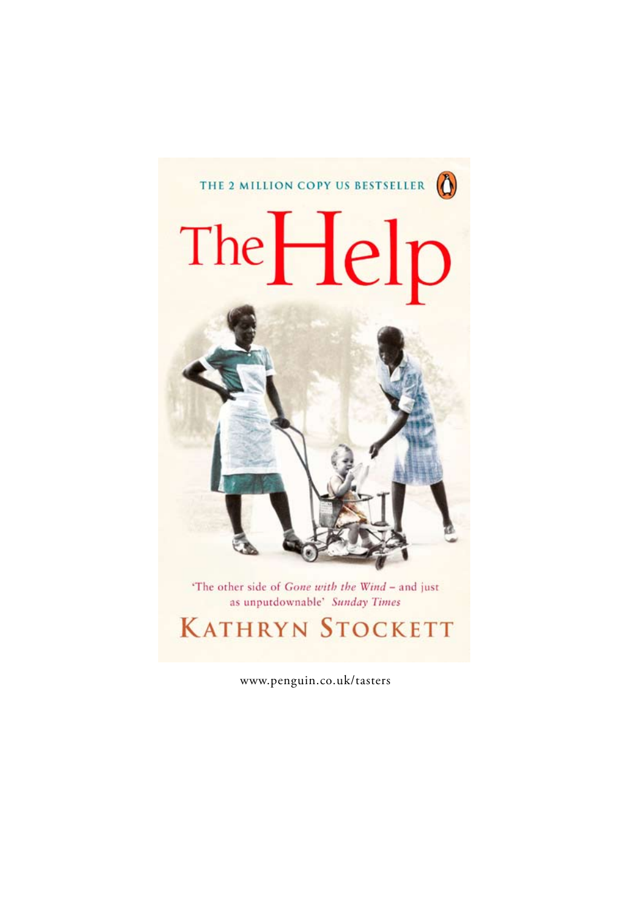THE 2 MILLION COPY US BESTSELLER

# The Help

'The other side of *Gone with the Wind* – and just as unputdownable' *Sunday Times*

KATHRYN STOCKETT

www.penguin.co.uk/tasters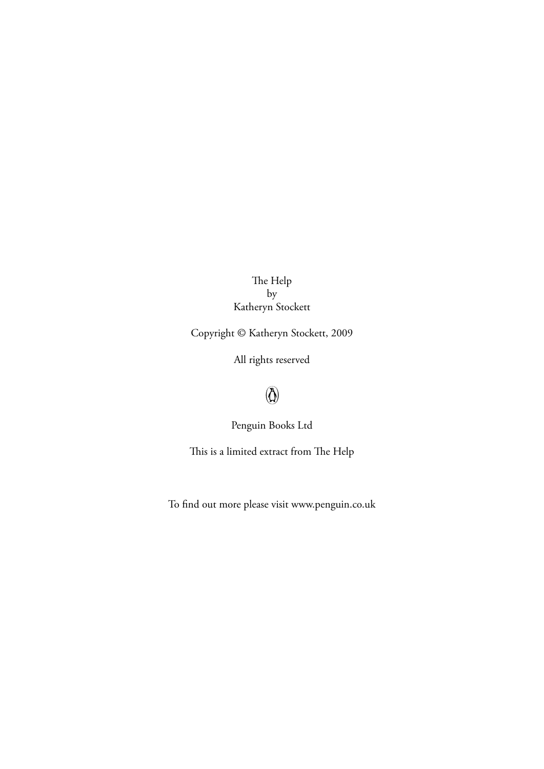The Help
by
Katheryn Stockett

Copyright © Katheryn Stockett, 2009

All rights reserved

Penguin Books Ltd

This is a limited extract from The Help

To find out more please visit www.penguin.co.uk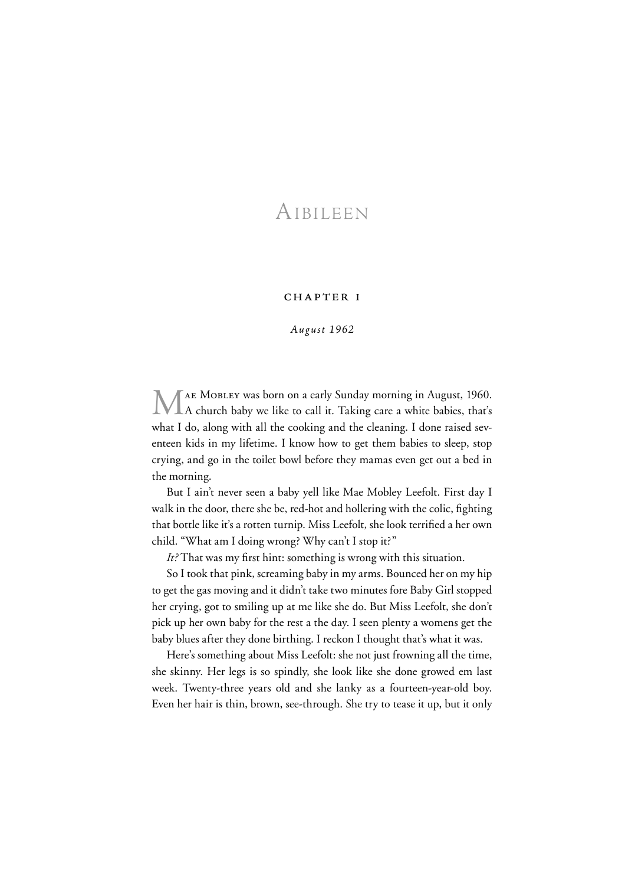# Aibileen

## CHAPTER 1

*August 1962*

Mae Mobley was born on a early Sunday morning in August, 1960. A church baby we like to call it. Taking care a white babies, that's what I do, along with all the cooking and the cleaning. I done raised seventeen kids in my lifetime. I know how to get them babies to sleep, stop crying, and go in the toilet bowl before they mamas even get out a bed in the morning.

But I ain't never seen a baby yell like Mae Mobley Leefolt. First day I walk in the door, there she be, red-hot and hollering with the colic, fighting that bottle like it's a rotten turnip. Miss Leefolt, she look terrified a her own child. "What am I doing wrong? Why can't I stop it?"

*It?* That was my first hint: something is wrong with this situation.

So I took that pink, screaming baby in my arms. Bounced her on my hip to get the gas moving and it didn't take two minutes fore Baby Girl stopped her crying, got to smiling up at me like she do. But Miss Leefolt, she don't pick up her own baby for the rest a the day. I seen plenty a womens get the baby blues after they done birthing. I reckon I thought that's what it was.

Here's something about Miss Leefolt: she not just frowning all the time, she skinny. Her legs is so spindly, she look like she done growed em last week. Twenty-three years old and she lanky as a fourteen-year-old boy. Even her hair is thin, brown, see-through. She try to tease it up, but it only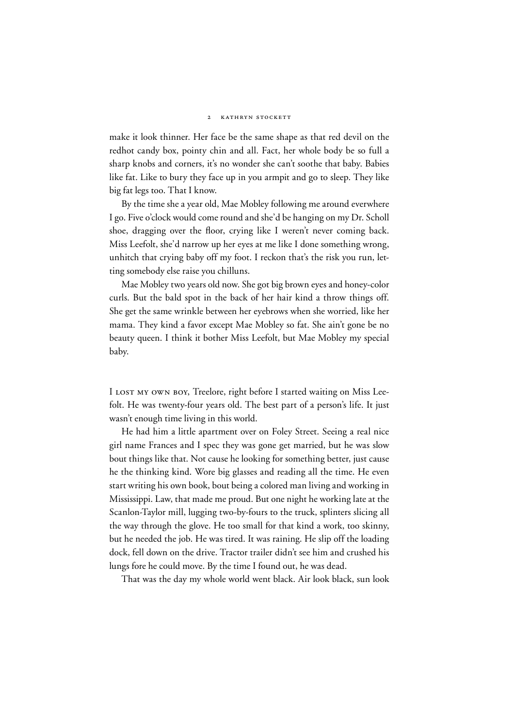make it look thinner. Her face be the same shape as that red devil on the redhot candy box, pointy chin and all. Fact, her whole body be so full a sharp knobs and corners, it's no wonder she can't soothe that baby. Babies like fat. Like to bury they face up in you armpit and go to sleep. They like big fat legs too. That I know.

By the time she a year old, Mae Mobley following me around everwhere I go. Five o'clock would come round and she'd be hanging on my Dr. Scholl shoe, dragging over the floor, crying like I weren't never coming back. Miss Leefolt, she'd narrow up her eyes at me like I done something wrong, unhitch that crying baby off my foot. I reckon that's the risk you run, letting somebody else raise you chilluns.

Mae Mobley two years old now. She got big brown eyes and honey-color curls. But the bald spot in the back of her hair kind a throw things off. She get the same wrinkle between her eyebrows when she worried, like her mama. They kind a favor except Mae Mobley so fat. She ain't gone be no beauty queen. I think it bother Miss Leefolt, but Mae Mobley my special baby.

I LOST MY OWN BOY, Treelore, right before I started waiting on Miss Leefolt. He was twenty-four years old. The best part of a person's life. It just wasn't enough time living in this world.

He had him a little apartment over on Foley Street. Seeing a real nice girl name Frances and I spec they was gone get married, but he was slow bout things like that. Not cause he looking for something better, just cause he the thinking kind. Wore big glasses and reading all the time. He even start writing his own book, bout being a colored man living and working in Mississippi. Law, that made me proud. But one night he working late at the Scanlon-Taylor mill, lugging two-by-fours to the truck, splinters slicing all the way through the glove. He too small for that kind a work, too skinny, but he needed the job. He was tired. It was raining. He slip off the loading dock, fell down on the drive. Tractor trailer didn't see him and crushed his lungs fore he could move. By the time I found out, he was dead.

That was the day my whole world went black. Air look black, sun look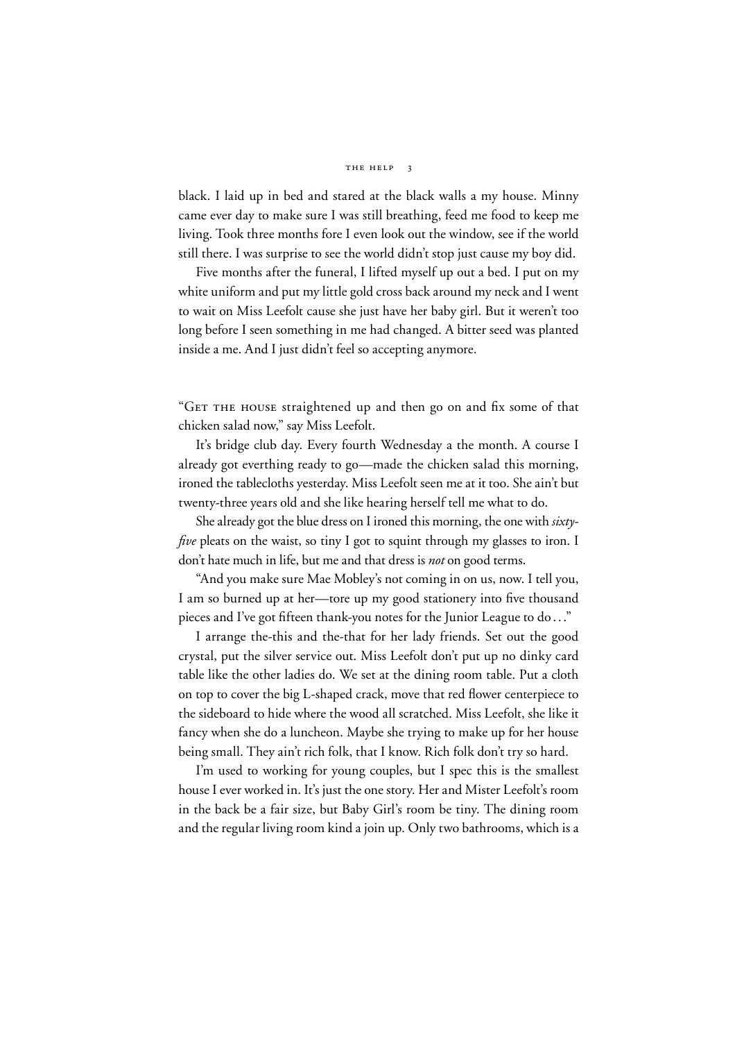black. I laid up in bed and stared at the black walls a my house. Minny came ever day to make sure I was still breathing, feed me food to keep me living. Took three months fore I even look out the window, see if the world still there. I was surprise to see the world didn't stop just cause my boy did.

Five months after the funeral, I lifted myself up out a bed. I put on my white uniform and put my little gold cross back around my neck and I went to wait on Miss Leefolt cause she just have her baby girl. But it weren't too long before I seen something in me had changed. A bitter seed was planted inside a me. And I just didn't feel so accepting anymore.

"Get the house straightened up and then go on and fix some of that chicken salad now," say Miss Leefolt.

It's bridge club day. Every fourth Wednesday a the month. A course I already got everthing ready to go—made the chicken salad this morning, ironed the tablecloths yesterday. Miss Leefolt seen me at it too. She ain't but twenty-three years old and she like hearing herself tell me what to do.

She already got the blue dress on I ironed this morning, the one with *sixty-five* pleats on the waist, so tiny I got to squint through my glasses to iron. I don't hate much in life, but me and that dress is *not* on good terms.

"And you make sure Mae Mobley's not coming in on us, now. I tell you, I am so burned up at her—tore up my good stationery into five thousand pieces and I've got fifteen thank-you notes for the Junior League to do . . ."

I arrange the-this and the-that for her lady friends. Set out the good crystal, put the silver service out. Miss Leefolt don't put up no dinky card table like the other ladies do. We set at the dining room table. Put a cloth on top to cover the big L-shaped crack, move that red flower centerpiece to the sideboard to hide where the wood all scratched. Miss Leefolt, she like it fancy when she do a luncheon. Maybe she trying to make up for her house being small. They ain't rich folk, that I know. Rich folk don't try so hard.

I'm used to working for young couples, but I spec this is the smallest house I ever worked in. It's just the one story. Her and Mister Leefolt's room in the back be a fair size, but Baby Girl's room be tiny. The dining room and the regular living room kind a join up. Only two bathrooms, which is a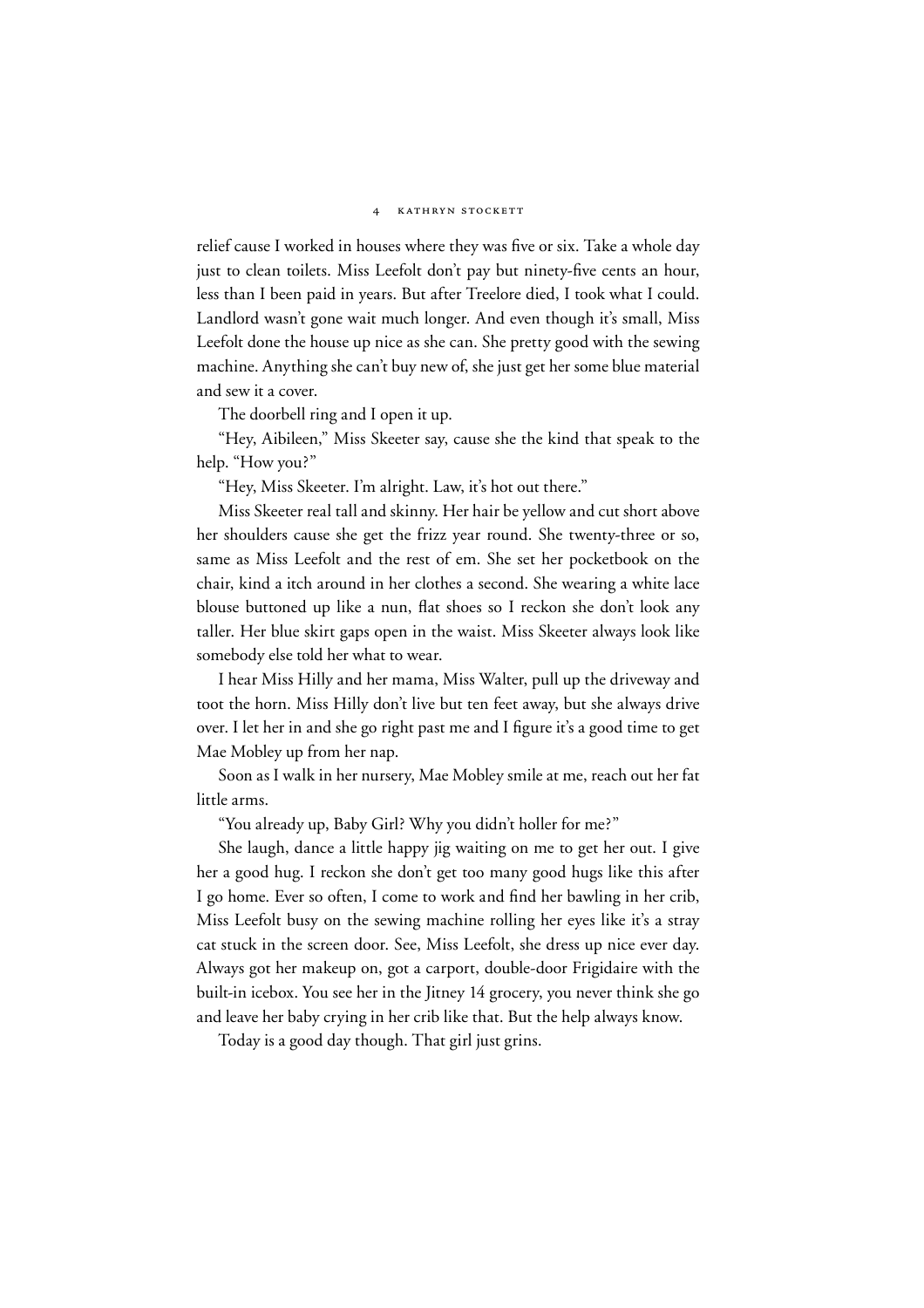relief cause I worked in houses where they was five or six. Take a whole day just to clean toilets. Miss Leefolt don't pay but ninety-five cents an hour, less than I been paid in years. But after Treelore died, I took what I could. Landlord wasn't gone wait much longer. And even though it's small, Miss Leefolt done the house up nice as she can. She pretty good with the sewing machine. Anything she can't buy new of, she just get her some blue material and sew it a cover.

The doorbell ring and I open it up.

"Hey, Aibileen," Miss Skeeter say, cause she the kind that speak to the help. "How you?"

"Hey, Miss Skeeter. I'm alright. Law, it's hot out there."

Miss Skeeter real tall and skinny. Her hair be yellow and cut short above her shoulders cause she get the frizz year round. She twenty-three or so, same as Miss Leefolt and the rest of em. She set her pocketbook on the chair, kind a itch around in her clothes a second. She wearing a white lace blouse buttoned up like a nun, flat shoes so I reckon she don't look any taller. Her blue skirt gaps open in the waist. Miss Skeeter always look like somebody else told her what to wear.

I hear Miss Hilly and her mama, Miss Walter, pull up the driveway and toot the horn. Miss Hilly don't live but ten feet away, but she always drive over. I let her in and she go right past me and I figure it's a good time to get Mae Mobley up from her nap.

Soon as I walk in her nursery, Mae Mobley smile at me, reach out her fat little arms.

"You already up, Baby Girl? Why you didn't holler for me?"

She laugh, dance a little happy jig waiting on me to get her out. I give her a good hug. I reckon she don't get too many good hugs like this after I go home. Ever so often, I come to work and find her bawling in her crib, Miss Leefolt busy on the sewing machine rolling her eyes like it's a stray cat stuck in the screen door. See, Miss Leefolt, she dress up nice ever day. Always got her makeup on, got a carport, double-door Frigidaire with the built-in icebox. You see her in the Jitney 14 grocery, you never think she go and leave her baby crying in her crib like that. But the help always know.

Today is a good day though. That girl just grins.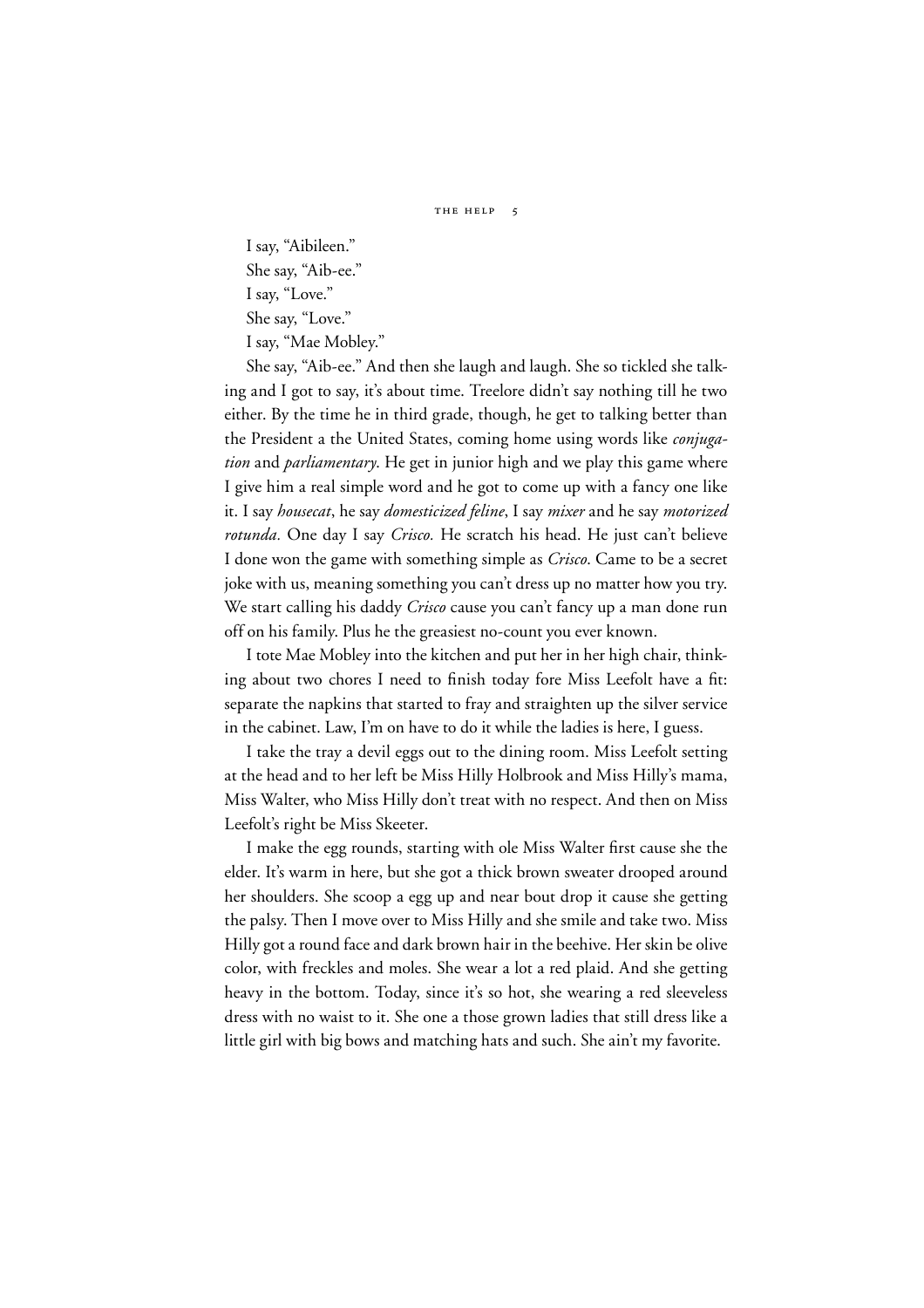I say, "Aibileen."

She say, "Aib-ee."

I say, "Love."

She say, "Love."

I say, "Mae Mobley."

She say, "Aib-ee." And then she laugh and laugh. She so tickled she talking and I got to say, it's about time. Treelore didn't say nothing till he two either. By the time he in third grade, though, he get to talking better than the President a the United States, coming home using words like *conjugation* and *parliamentary.* He get in junior high and we play this game where I give him a real simple word and he got to come up with a fancy one like it. I say *housecat*, he say *domesticized feline*, I say *mixer* and he say *motorized rotunda.* One day I say *Crisco.* He scratch his head. He just can't believe I done won the game with something simple as *Crisco*. Came to be a secret joke with us, meaning something you can't dress up no matter how you try. We start calling his daddy *Crisco* cause you can't fancy up a man done run off on his family. Plus he the greasiest no-count you ever known.

I tote Mae Mobley into the kitchen and put her in her high chair, thinking about two chores I need to finish today fore Miss Leefolt have a fit: separate the napkins that started to fray and straighten up the silver service in the cabinet. Law, I'm on have to do it while the ladies is here, I guess.

I take the tray a devil eggs out to the dining room. Miss Leefolt setting at the head and to her left be Miss Hilly Holbrook and Miss Hilly's mama, Miss Walter, who Miss Hilly don't treat with no respect. And then on Miss Leefolt's right be Miss Skeeter.

I make the egg rounds, starting with ole Miss Walter first cause she the elder. It's warm in here, but she got a thick brown sweater drooped around her shoulders. She scoop a egg up and near bout drop it cause she getting the palsy. Then I move over to Miss Hilly and she smile and take two. Miss Hilly got a round face and dark brown hair in the beehive. Her skin be olive color, with freckles and moles. She wear a lot a red plaid. And she getting heavy in the bottom. Today, since it's so hot, she wearing a red sleeveless dress with no waist to it. She one a those grown ladies that still dress like a little girl with big bows and matching hats and such. She ain't my favorite.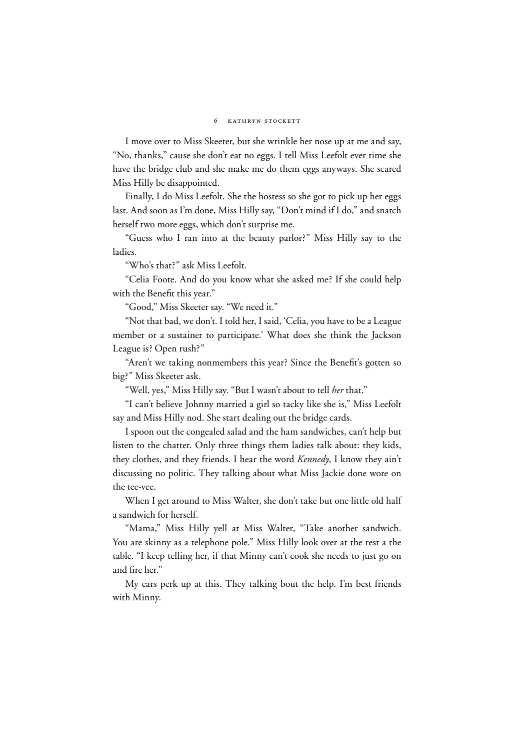I move over to Miss Skeeter, but she wrinkle her nose up at me and say, "No, thanks," cause she don't eat no eggs. I tell Miss Leefolt ever time she have the bridge club and she make me do them eggs anyways. She scared Miss Hilly be disappointed.

Finally, I do Miss Leefolt. She the hostess so she got to pick up her eggs last. And soon as I'm done, Miss Hilly say, "Don't mind if I do," and snatch herself two more eggs, which don't surprise me.

"Guess who I ran into at the beauty parlor?" Miss Hilly say to the ladies.

"Who's that?" ask Miss Leefolt.

"Celia Foote. And do you know what she asked me? If she could help with the Benefit this year."

"Good," Miss Skeeter say. "We need it."

"Not that bad, we don't. I told her, I said, 'Celia, you have to be a League member or a sustainer to participate.' What does she think the Jackson League is? Open rush?"

"Aren't we taking nonmembers this year? Since the Benefit's gotten so big?" Miss Skeeter ask.

"Well, yes," Miss Hilly say. "But I wasn't about to tell *her* that."

"I can't believe Johnny married a girl so tacky like she is," Miss Leefolt say and Miss Hilly nod. She start dealing out the bridge cards.

I spoon out the congealed salad and the ham sandwiches, can't help but listen to the chatter. Only three things them ladies talk about: they kids, they clothes, and they friends. I hear the word *Kennedy*, I know they ain't discussing no politic. They talking about what Miss Jackie done wore on the tee-vee.

When I get around to Miss Walter, she don't take but one little old half a sandwich for herself.

"Mama," Miss Hilly yell at Miss Walter, "Take another sandwich. You are skinny as a telephone pole." Miss Hilly look over at the rest a the table. "I keep telling her, if that Minny can't cook she needs to just go on and fire her."

My ears perk up at this. They talking bout the help. I'm best friends with Minny.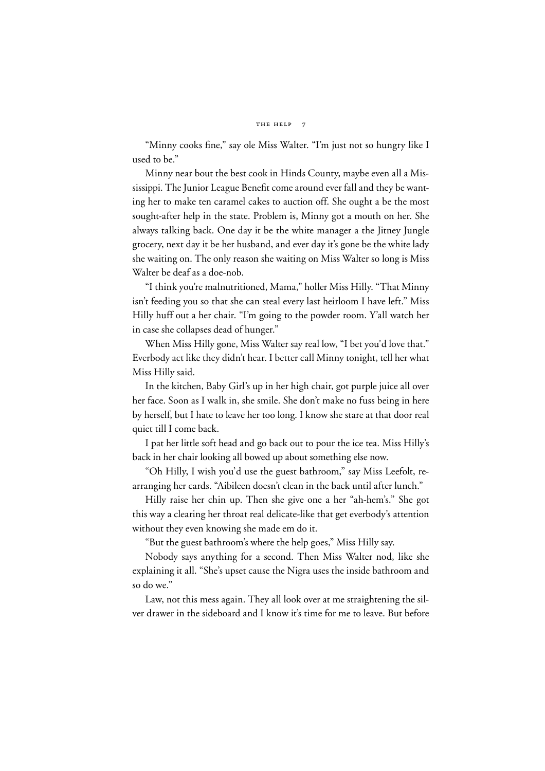"Minny cooks fine," say ole Miss Walter. "I'm just not so hungry like I used to be."

Minny near bout the best cook in Hinds County, maybe even all a Mississippi. The Junior League Benefit come around ever fall and they be wanting her to make ten caramel cakes to auction off. She ought a be the most sought-after help in the state. Problem is, Minny got a mouth on her. She always talking back. One day it be the white manager a the Jitney Jungle grocery, next day it be her husband, and ever day it's gone be the white lady she waiting on. The only reason she waiting on Miss Walter so long is Miss Walter be deaf as a doe-nob.

"I think you're malnutritioned, Mama," holler Miss Hilly. "That Minny isn't feeding you so that she can steal every last heirloom I have left." Miss Hilly huff out a her chair. "I'm going to the powder room. Y'all watch her in case she collapses dead of hunger."

When Miss Hilly gone, Miss Walter say real low, "I bet you'd love that." Everbody act like they didn't hear. I better call Minny tonight, tell her what Miss Hilly said.

In the kitchen, Baby Girl's up in her high chair, got purple juice all over her face. Soon as I walk in, she smile. She don't make no fuss being in here by herself, but I hate to leave her too long. I know she stare at that door real quiet till I come back.

I pat her little soft head and go back out to pour the ice tea. Miss Hilly's back in her chair looking all bowed up about something else now.

"Oh Hilly, I wish you'd use the guest bathroom," say Miss Leefolt, rearranging her cards. "Aibileen doesn't clean in the back until after lunch."

Hilly raise her chin up. Then she give one a her "ah-hem's." She got this way a clearing her throat real delicate-like that get everbody's attention without they even knowing she made em do it.

"But the guest bathroom's where the help goes," Miss Hilly say.

Nobody says anything for a second. Then Miss Walter nod, like she explaining it all. "She's upset cause the Nigra uses the inside bathroom and so do we."

Law, not this mess again. They all look over at me straightening the silver drawer in the sideboard and I know it's time for me to leave. But before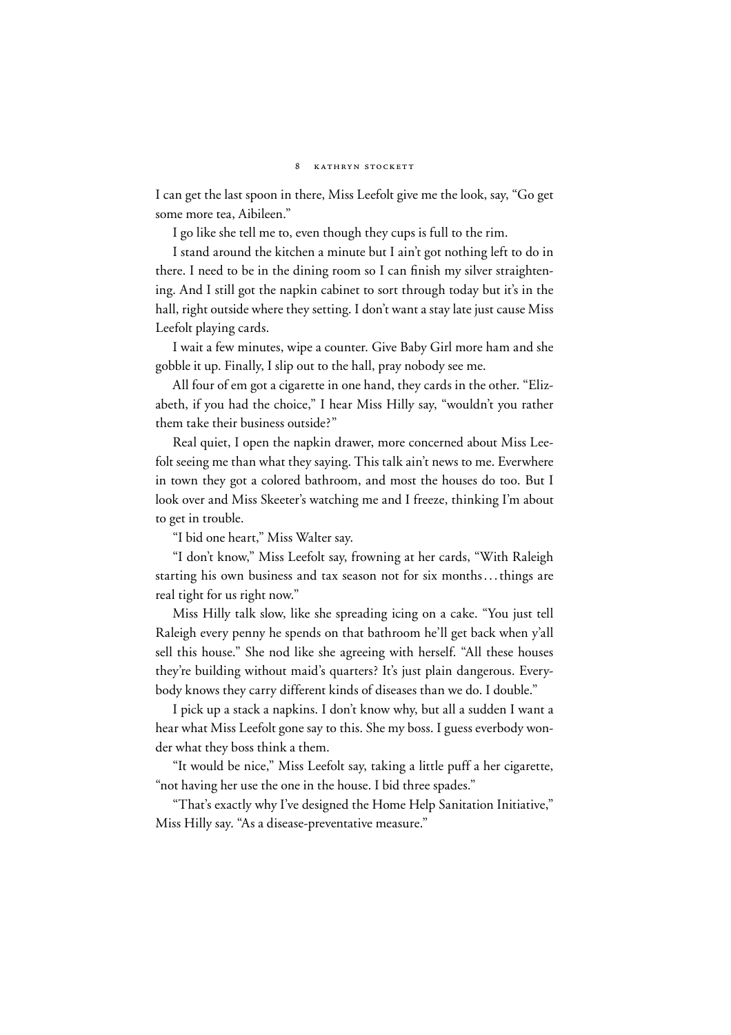I can get the last spoon in there, Miss Leefolt give me the look, say, "Go get some more tea, Aibileen."

I go like she tell me to, even though they cups is full to the rim.

I stand around the kitchen a minute but I ain't got nothing left to do in there. I need to be in the dining room so I can finish my silver straightening. And I still got the napkin cabinet to sort through today but it's in the hall, right outside where they setting. I don't want a stay late just cause Miss Leefolt playing cards.

I wait a few minutes, wipe a counter. Give Baby Girl more ham and she gobble it up. Finally, I slip out to the hall, pray nobody see me.

All four of em got a cigarette in one hand, they cards in the other. "Elizabeth, if you had the choice," I hear Miss Hilly say, "wouldn't you rather them take their business outside?"

Real quiet, I open the napkin drawer, more concerned about Miss Leefolt seeing me than what they saying. This talk ain't news to me. Everwhere in town they got a colored bathroom, and most the houses do too. But I look over and Miss Skeeter's watching me and I freeze, thinking I'm about to get in trouble.

"I bid one heart," Miss Walter say.

"I don't know," Miss Leefolt say, frowning at her cards, "With Raleigh starting his own business and tax season not for six months . . . things are real tight for us right now."

Miss Hilly talk slow, like she spreading icing on a cake. "You just tell Raleigh every penny he spends on that bathroom he'll get back when y'all sell this house." She nod like she agreeing with herself. "All these houses they're building without maid's quarters? It's just plain dangerous. Everybody knows they carry different kinds of diseases than we do. I double."

I pick up a stack a napkins. I don't know why, but all a sudden I want a hear what Miss Leefolt gone say to this. She my boss. I guess everbody wonder what they boss think a them.

"It would be nice," Miss Leefolt say, taking a little puff a her cigarette, "not having her use the one in the house. I bid three spades."

"That's exactly why I've designed the Home Help Sanitation Initiative," Miss Hilly say. "As a disease-preventative measure."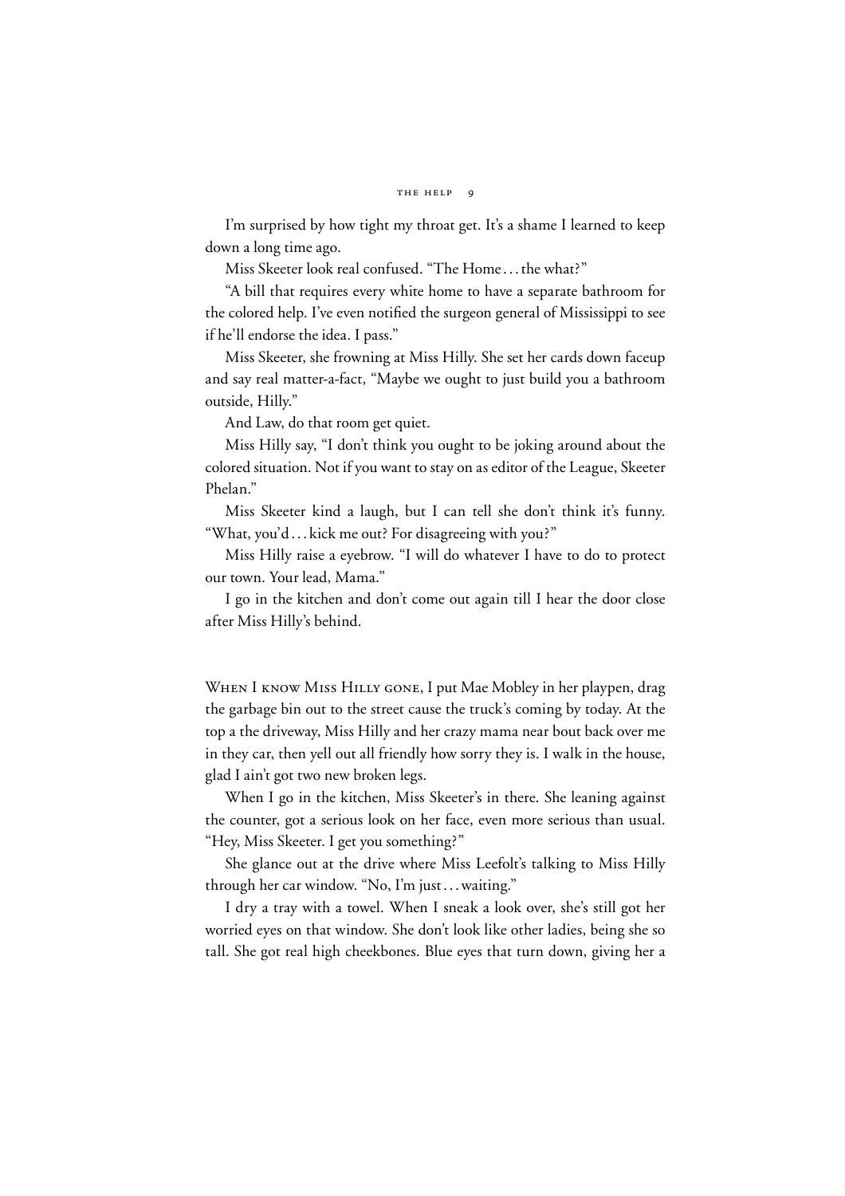I'm surprised by how tight my throat get. It's a shame I learned to keep down a long time ago.

Miss Skeeter look real confused. "The Home . . . the what?"

"A bill that requires every white home to have a separate bathroom for the colored help. I've even notified the surgeon general of Mississippi to see if he'll endorse the idea. I pass."

Miss Skeeter, she frowning at Miss Hilly. She set her cards down faceup and say real matter-a-fact, "Maybe we ought to just build you a bathroom outside, Hilly."

And Law, do that room get quiet.

Miss Hilly say, "I don't think you ought to be joking around about the colored situation. Not if you want to stay on as editor of the League, Skeeter Phelan."

Miss Skeeter kind a laugh, but I can tell she don't think it's funny. "What, you'd . . . kick me out? For disagreeing with you?"

Miss Hilly raise a eyebrow. "I will do whatever I have to do to protect our town. Your lead, Mama."

I go in the kitchen and don't come out again till I hear the door close after Miss Hilly's behind.

When I know Miss Hilly gone, I put Mae Mobley in her playpen, drag the garbage bin out to the street cause the truck's coming by today. At the top a the driveway, Miss Hilly and her crazy mama near bout back over me in they car, then yell out all friendly how sorry they is. I walk in the house, glad I ain't got two new broken legs.

When I go in the kitchen, Miss Skeeter's in there. She leaning against the counter, got a serious look on her face, even more serious than usual. "Hey, Miss Skeeter. I get you something?"

She glance out at the drive where Miss Leefolt's talking to Miss Hilly through her car window. "No, I'm just . . . waiting."

I dry a tray with a towel. When I sneak a look over, she's still got her worried eyes on that window. She don't look like other ladies, being she so tall. She got real high cheekbones. Blue eyes that turn down, giving her a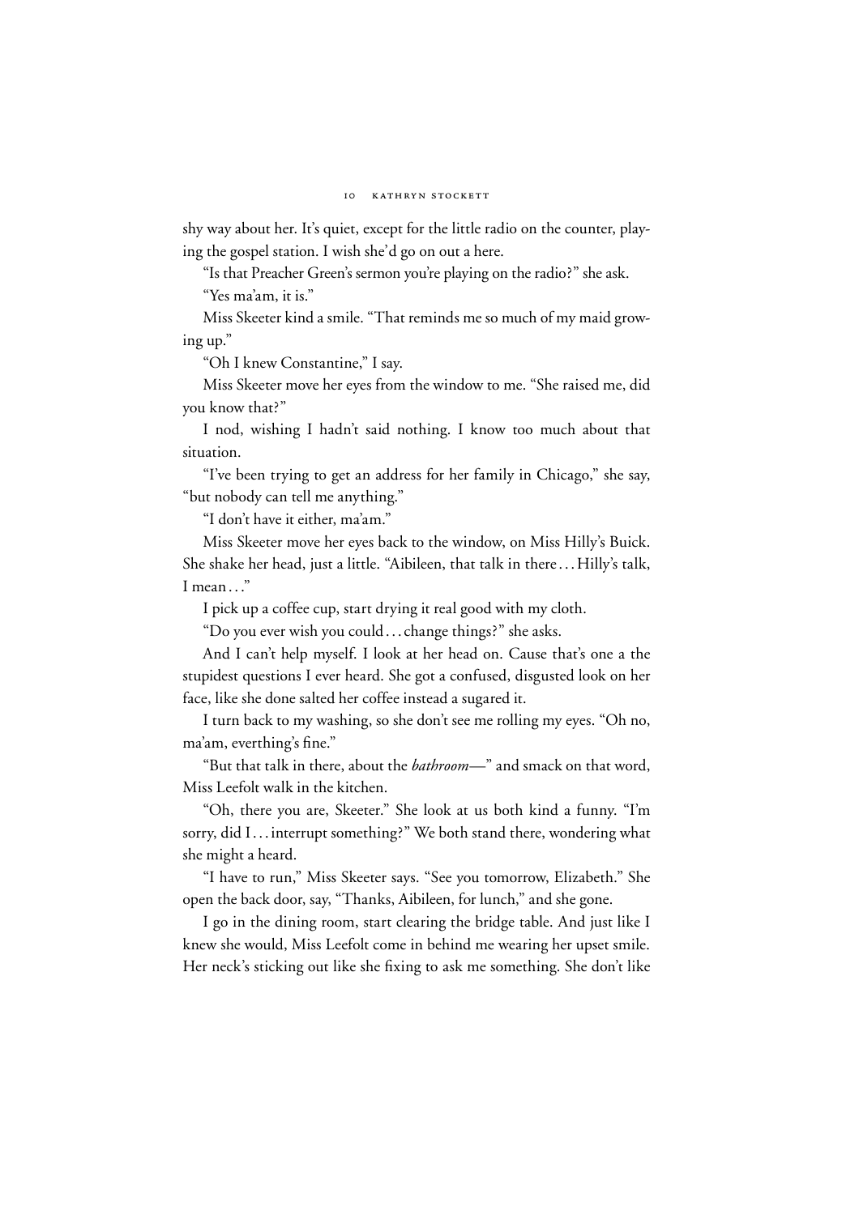shy way about her. It's quiet, except for the little radio on the counter, playing the gospel station. I wish she'd go on out a here.

"Is that Preacher Green's sermon you're playing on the radio?" she ask.

"Yes ma'am, it is."

Miss Skeeter kind a smile. "That reminds me so much of my maid growing up."

"Oh I knew Constantine," I say.

Miss Skeeter move her eyes from the window to me. "She raised me, did you know that?"

I nod, wishing I hadn't said nothing. I know too much about that situation.

"I've been trying to get an address for her family in Chicago," she say, "but nobody can tell me anything."

"I don't have it either, ma'am."

Miss Skeeter move her eyes back to the window, on Miss Hilly's Buick. She shake her head, just a little. "Aibileen, that talk in there . . . Hilly's talk, I mean . . ."

I pick up a coffee cup, start drying it real good with my cloth.

"Do you ever wish you could . . . change things?" she asks.

And I can't help myself. I look at her head on. Cause that's one a the stupidest questions I ever heard. She got a confused, disgusted look on her face, like she done salted her coffee instead a sugared it.

I turn back to my washing, so she don't see me rolling my eyes. "Oh no, ma'am, everthing's fine."

"But that talk in there, about the *bathroom*—" and smack on that word, Miss Leefolt walk in the kitchen.

"Oh, there you are, Skeeter." She look at us both kind a funny. "I'm sorry, did I . . . interrupt something?" We both stand there, wondering what she might a heard.

"I have to run," Miss Skeeter says. "See you tomorrow, Elizabeth." She open the back door, say, "Thanks, Aibileen, for lunch," and she gone.

I go in the dining room, start clearing the bridge table. And just like I knew she would, Miss Leefolt come in behind me wearing her upset smile. Her neck's sticking out like she fixing to ask me something. She don't like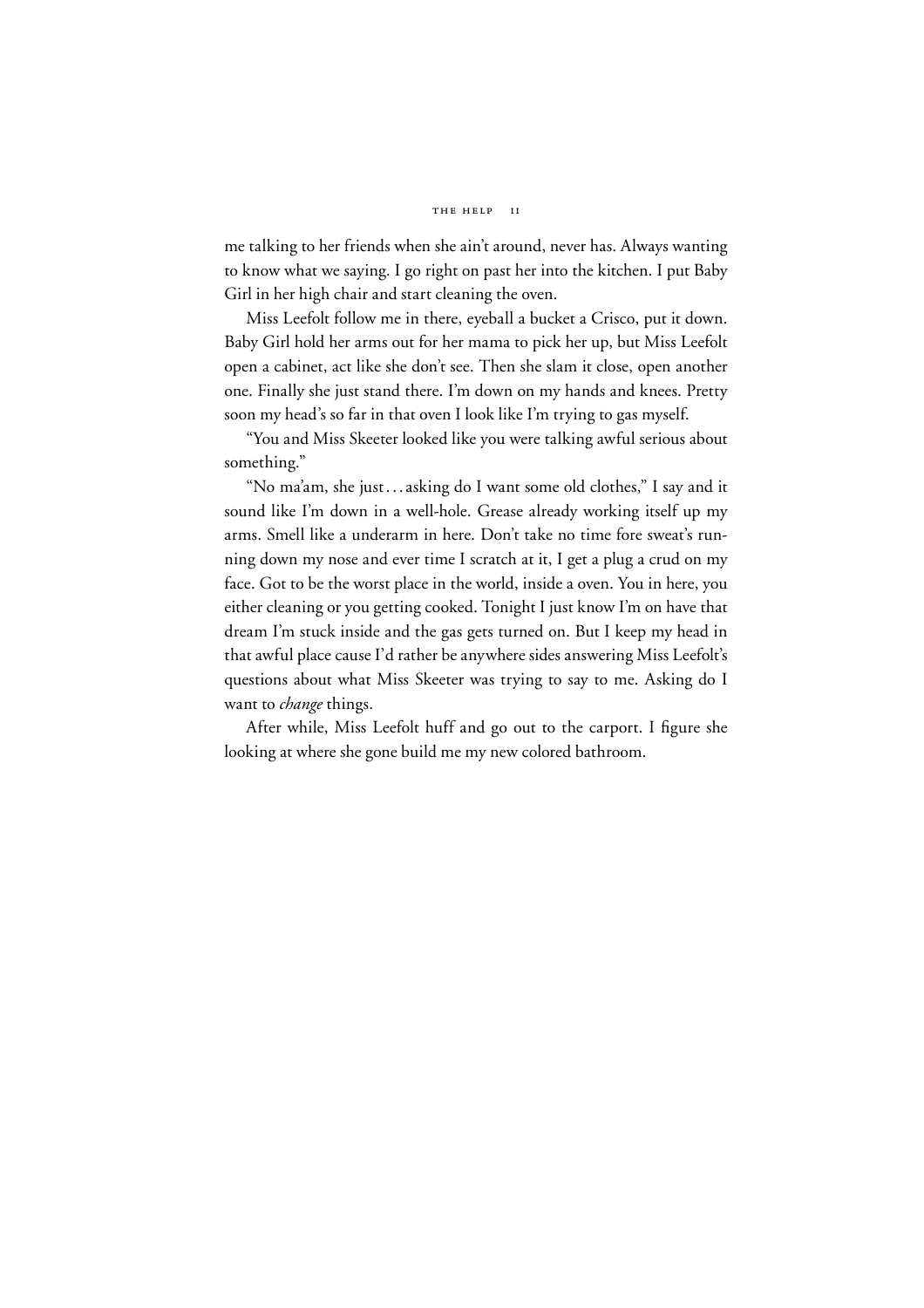me talking to her friends when she ain't around, never has. Always wanting to know what we saying. I go right on past her into the kitchen. I put Baby Girl in her high chair and start cleaning the oven.

Miss Leefolt follow me in there, eyeball a bucket a Crisco, put it down. Baby Girl hold her arms out for her mama to pick her up, but Miss Leefolt open a cabinet, act like she don't see. Then she slam it close, open another one. Finally she just stand there. I'm down on my hands and knees. Pretty soon my head's so far in that oven I look like I'm trying to gas myself.

"You and Miss Skeeter looked like you were talking awful serious about something."

"No ma'am, she just . . . asking do I want some old clothes," I say and it sound like I'm down in a well-hole. Grease already working itself up my arms. Smell like a underarm in here. Don't take no time fore sweat's running down my nose and ever time I scratch at it, I get a plug a crud on my face. Got to be the worst place in the world, inside a oven. You in here, you either cleaning or you getting cooked. Tonight I just know I'm on have that dream I'm stuck inside and the gas gets turned on. But I keep my head in that awful place cause I'd rather be anywhere sides answering Miss Leefolt's questions about what Miss Skeeter was trying to say to me. Asking do I want to *change* things.

After while, Miss Leefolt huff and go out to the carport. I figure she looking at where she gone build me my new colored bathroom.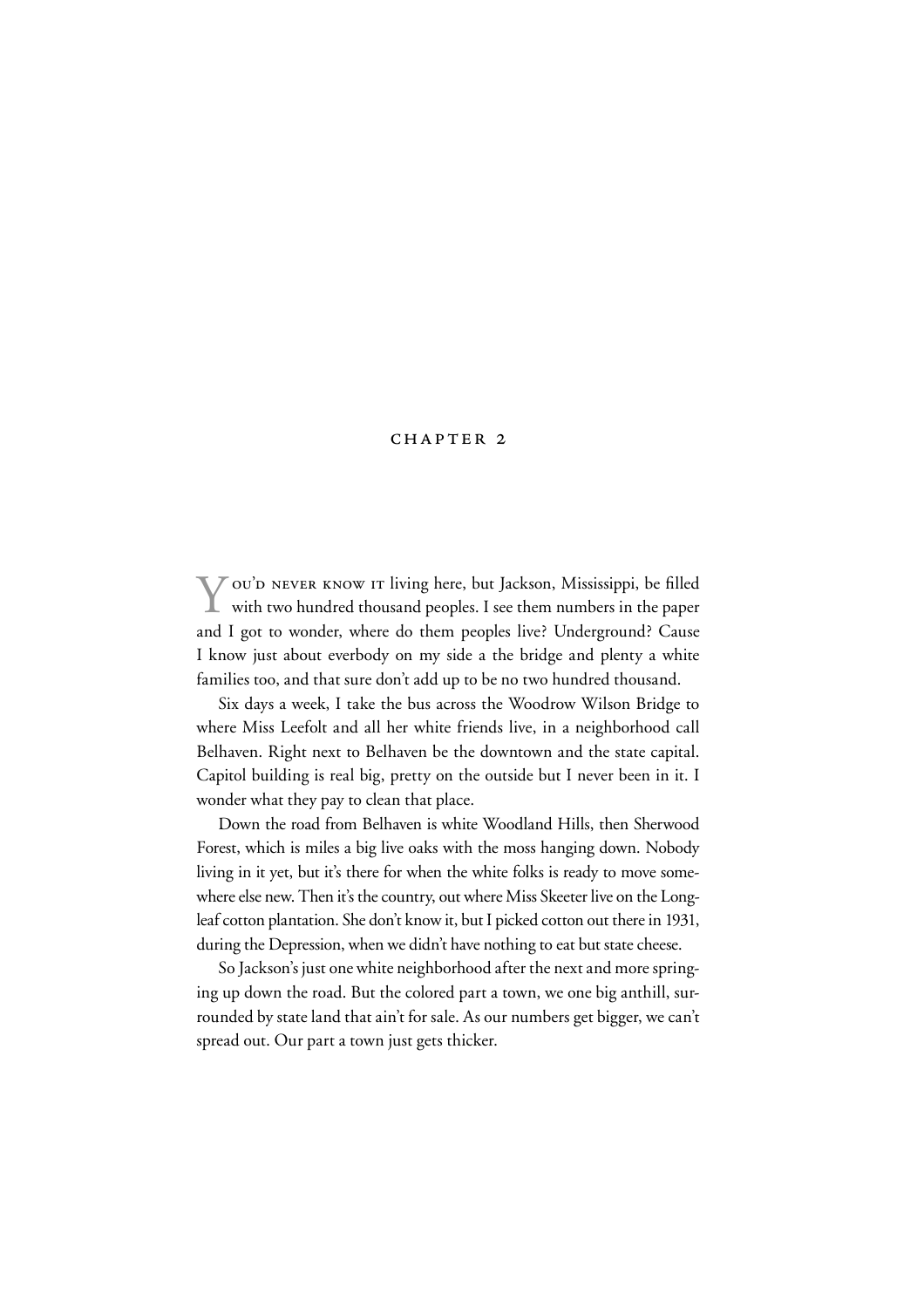## CHAPTER 2

You'd never know it living here, but Jackson, Mississippi, be filled with two hundred thousand peoples. I see them numbers in the paper and I got to wonder, where do them peoples live? Underground? Cause I know just about everbody on my side a the bridge and plenty a white families too, and that sure don't add up to be no two hundred thousand.

Six days a week, I take the bus across the Woodrow Wilson Bridge to where Miss Leefolt and all her white friends live, in a neighborhood call Belhaven. Right next to Belhaven be the downtown and the state capital. Capitol building is real big, pretty on the outside but I never been in it. I wonder what they pay to clean that place.

Down the road from Belhaven is white Woodland Hills, then Sherwood Forest, which is miles a big live oaks with the moss hanging down. Nobody living in it yet, but it's there for when the white folks is ready to move somewhere else new. Then it's the country, out where Miss Skeeter live on the Longleaf cotton plantation. She don't know it, but I picked cotton out there in 1931, during the Depression, when we didn't have nothing to eat but state cheese.

So Jackson's just one white neighborhood after the next and more springing up down the road. But the colored part a town, we one big anthill, surrounded by state land that ain't for sale. As our numbers get bigger, we can't spread out. Our part a town just gets thicker.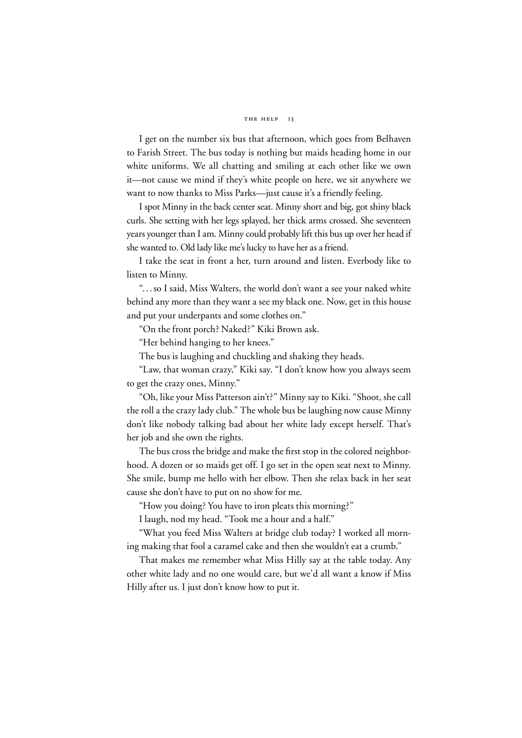I get on the number six bus that afternoon, which goes from Belhaven to Farish Street. The bus today is nothing but maids heading home in our white uniforms. We all chatting and smiling at each other like we own it—not cause we mind if they's white people on here, we sit anywhere we want to now thanks to Miss Parks—just cause it's a friendly feeling.

I spot Minny in the back center seat. Minny short and big, got shiny black curls. She setting with her legs splayed, her thick arms crossed. She seventeen years younger than I am. Minny could probably lift this bus up over her head if she wanted to. Old lady like me's lucky to have her as a friend.

I take the seat in front a her, turn around and listen. Everbody like to listen to Minny.

". . . so I said, Miss Walters, the world don't want a see your naked white behind any more than they want a see my black one. Now, get in this house and put your underpants and some clothes on."

"On the front porch? Naked?" Kiki Brown ask.

"Her behind hanging to her knees."

The bus is laughing and chuckling and shaking they heads.

"Law, that woman crazy," Kiki say. "I don't know how you always seem to get the crazy ones, Minny."

"Oh, like your Miss Patterson ain't?" Minny say to Kiki. "Shoot, she call the roll a the crazy lady club." The whole bus be laughing now cause Minny don't like nobody talking bad about her white lady except herself. That's her job and she own the rights.

The bus cross the bridge and make the first stop in the colored neighborhood. A dozen or so maids get off. I go set in the open seat next to Minny. She smile, bump me hello with her elbow. Then she relax back in her seat cause she don't have to put on no show for me.

"How you doing? You have to iron pleats this morning?"

I laugh, nod my head. "Took me a hour and a half."

"What you feed Miss Walters at bridge club today? I worked all morning making that fool a caramel cake and then she wouldn't eat a crumb."

That makes me remember what Miss Hilly say at the table today. Any other white lady and no one would care, but we'd all want a know if Miss Hilly after us. I just don't know how to put it.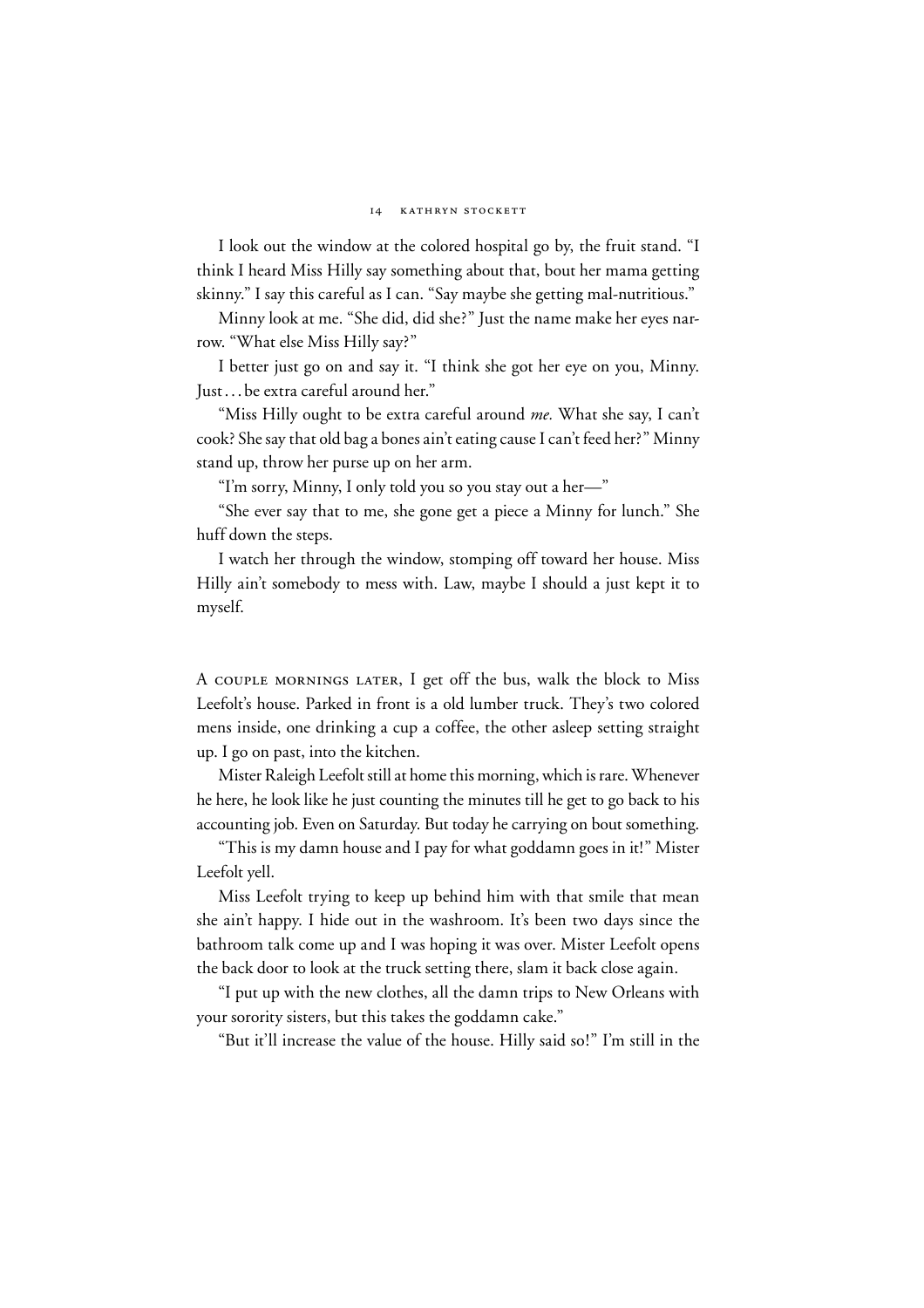I look out the window at the colored hospital go by, the fruit stand. "I think I heard Miss Hilly say something about that, bout her mama getting skinny." I say this careful as I can. "Say maybe she getting mal-nutritious."

Minny look at me. "She did, did she?" Just the name make her eyes narrow. "What else Miss Hilly say?"

I better just go on and say it. "I think she got her eye on you, Minny. Just . . . be extra careful around her."

"Miss Hilly ought to be extra careful around *me.* What she say, I can't cook? She say that old bag a bones ain't eating cause I can't feed her?" Minny stand up, throw her purse up on her arm.

"I'm sorry, Minny, I only told you so you stay out a her—"

"She ever say that to me, she gone get a piece a Minny for lunch." She huff down the steps.

I watch her through the window, stomping off toward her house. Miss Hilly ain't somebody to mess with. Law, maybe I should a just kept it to myself.

A COUPLE MORNINGS LATER, I get off the bus, walk the block to Miss Leefolt's house. Parked in front is a old lumber truck. They's two colored mens inside, one drinking a cup a coffee, the other asleep setting straight up. I go on past, into the kitchen.

Mister Raleigh Leefolt still at home this morning, which is rare. Whenever he here, he look like he just counting the minutes till he get to go back to his accounting job. Even on Saturday. But today he carrying on bout something.

"This is my damn house and I pay for what goddamn goes in it!" Mister Leefolt yell.

Miss Leefolt trying to keep up behind him with that smile that mean she ain't happy. I hide out in the washroom. It's been two days since the bathroom talk come up and I was hoping it was over. Mister Leefolt opens the back door to look at the truck setting there, slam it back close again.

"I put up with the new clothes, all the damn trips to New Orleans with your sorority sisters, but this takes the goddamn cake."

"But it'll increase the value of the house. Hilly said so!" I'm still in the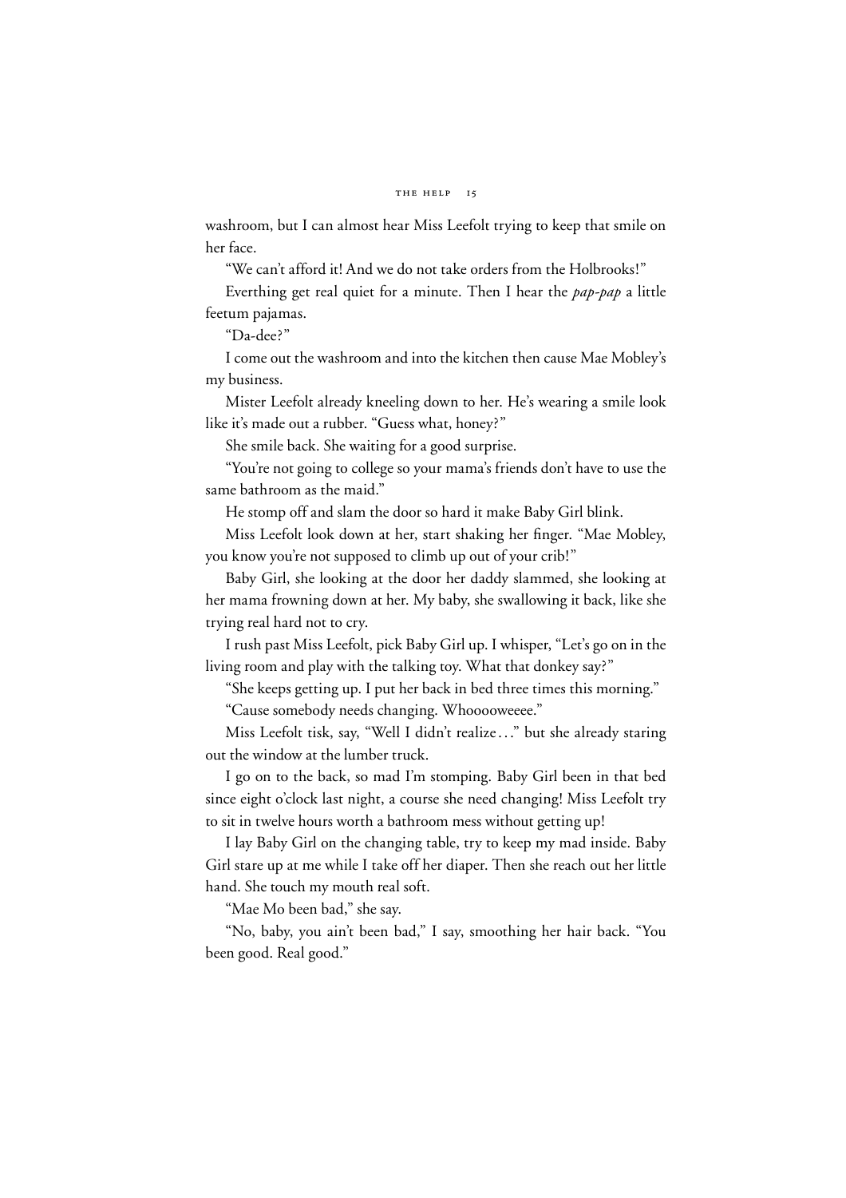washroom, but I can almost hear Miss Leefolt trying to keep that smile on her face.

"We can't afford it! And we do not take orders from the Holbrooks!"

Everthing get real quiet for a minute. Then I hear the *pap-pap* a little feetum pajamas.

"Da-dee?"

I come out the washroom and into the kitchen then cause Mae Mobley's my business.

Mister Leefolt already kneeling down to her. He's wearing a smile look like it's made out a rubber. "Guess what, honey?"

She smile back. She waiting for a good surprise.

"You're not going to college so your mama's friends don't have to use the same bathroom as the maid."

He stomp off and slam the door so hard it make Baby Girl blink.

Miss Leefolt look down at her, start shaking her finger. "Mae Mobley, you know you're not supposed to climb up out of your crib!"

Baby Girl, she looking at the door her daddy slammed, she looking at her mama frowning down at her. My baby, she swallowing it back, like she trying real hard not to cry.

I rush past Miss Leefolt, pick Baby Girl up. I whisper, "Let's go on in the living room and play with the talking toy. What that donkey say?"

"She keeps getting up. I put her back in bed three times this morning."

"Cause somebody needs changing. Whoooweeee."

Miss Leefolt tisk, say, "Well I didn't realize . . ." but she already staring out the window at the lumber truck.

I go on to the back, so mad I'm stomping. Baby Girl been in that bed since eight o'clock last night, a course she need changing! Miss Leefolt try to sit in twelve hours worth a bathroom mess without getting up!

I lay Baby Girl on the changing table, try to keep my mad inside. Baby Girl stare up at me while I take off her diaper. Then she reach out her little hand. She touch my mouth real soft.

"Mae Mo been bad," she say.

"No, baby, you ain't been bad," I say, smoothing her hair back. "You been good. Real good."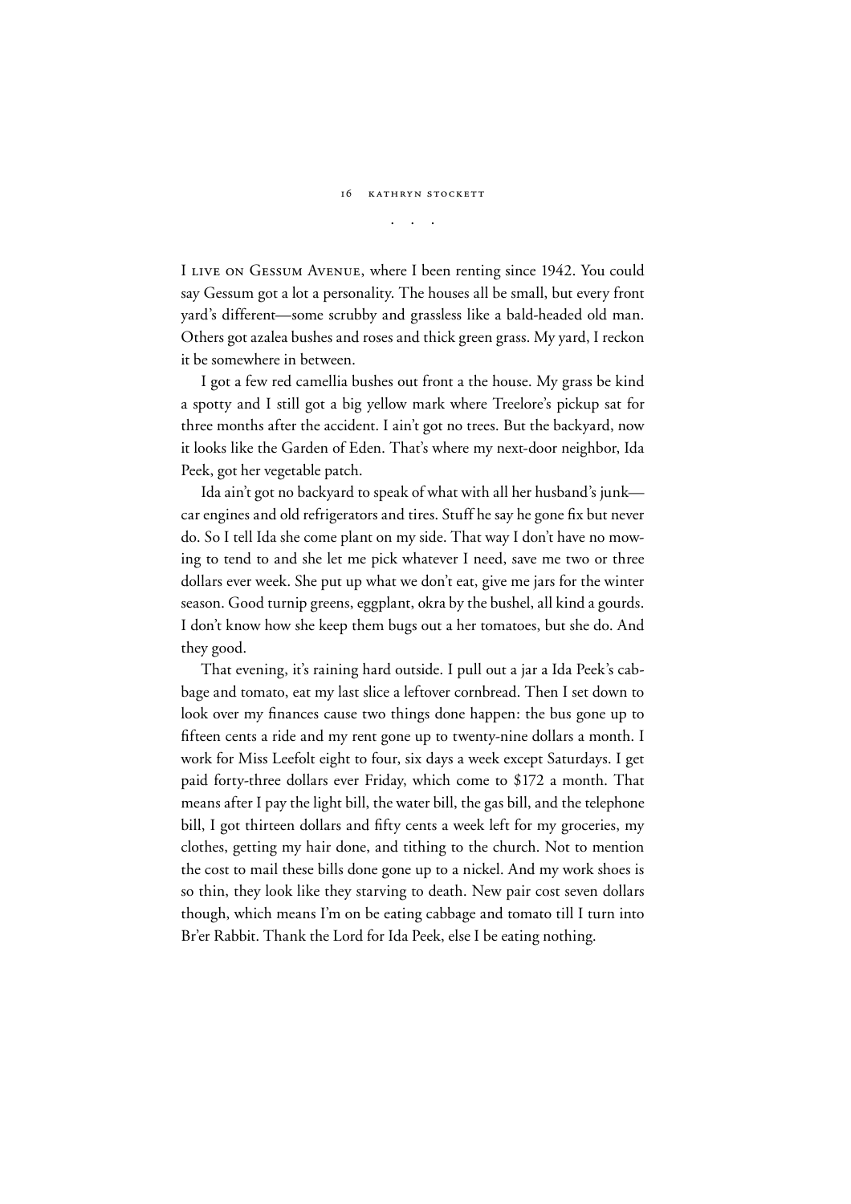. . .

I LIVE ON GESSUM AVENUE, where I been renting since 1942. You could say Gessum got a lot a personality. The houses all be small, but every front yard's different—some scrubby and grassless like a bald-headed old man. Others got azalea bushes and roses and thick green grass. My yard, I reckon it be somewhere in between.

I got a few red camellia bushes out front a the house. My grass be kind a spotty and I still got a big yellow mark where Treelore's pickup sat for three months after the accident. I ain't got no trees. But the backyard, now it looks like the Garden of Eden. That's where my next-door neighbor, Ida Peek, got her vegetable patch.

Ida ain't got no backyard to speak of what with all her husband's junk—car engines and old refrigerators and tires. Stuff he say he gone fix but never do. So I tell Ida she come plant on my side. That way I don't have no mowing to tend to and she let me pick whatever I need, save me two or three dollars ever week. She put up what we don't eat, give me jars for the winter season. Good turnip greens, eggplant, okra by the bushel, all kind a gourds. I don't know how she keep them bugs out a her tomatoes, but she do. And they good.

That evening, it's raining hard outside. I pull out a jar a Ida Peek's cabbage and tomato, eat my last slice a leftover cornbread. Then I set down to look over my finances cause two things done happen: the bus gone up to fifteen cents a ride and my rent gone up to twenty-nine dollars a month. I work for Miss Leefolt eight to four, six days a week except Saturdays. I get paid forty-three dollars ever Friday, which come to $172 a month. That means after I pay the light bill, the water bill, the gas bill, and the telephone bill, I got thirteen dollars and fifty cents a week left for my groceries, my clothes, getting my hair done, and tithing to the church. Not to mention the cost to mail these bills done gone up to a nickel. And my work shoes is so thin, they look like they starving to death. New pair cost seven dollars though, which means I'm on be eating cabbage and tomato till I turn into Br'er Rabbit. Thank the Lord for Ida Peek, else I be eating nothing.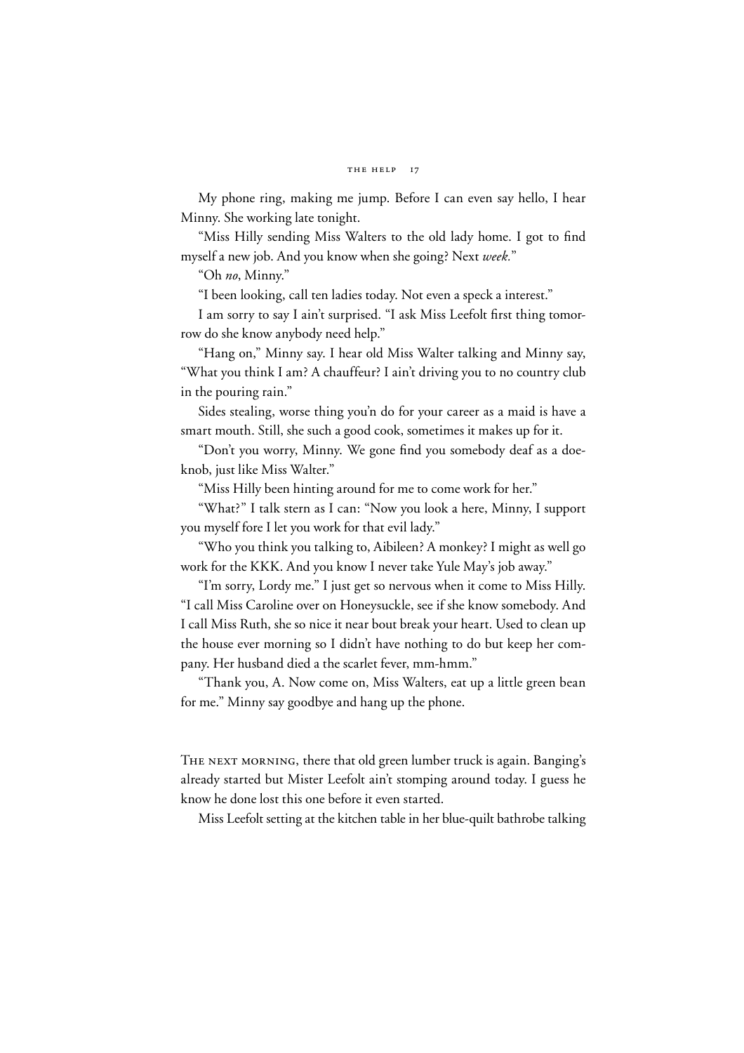My phone ring, making me jump. Before I can even say hello, I hear Minny. She working late tonight.

"Miss Hilly sending Miss Walters to the old lady home. I got to find myself a new job. And you know when she going? Next *week.*"

"Oh *no*, Minny."

"I been looking, call ten ladies today. Not even a speck a interest."

I am sorry to say I ain't surprised. "I ask Miss Leefolt first thing tomorrow do she know anybody need help."

"Hang on," Minny say. I hear old Miss Walter talking and Minny say, "What you think I am? A chauffeur? I ain't driving you to no country club in the pouring rain."

Sides stealing, worse thing you'n do for your career as a maid is have a smart mouth. Still, she such a good cook, sometimes it makes up for it.

"Don't you worry, Minny. We gone find you somebody deaf as a doeknob, just like Miss Walter."

"Miss Hilly been hinting around for me to come work for her."

"What?" I talk stern as I can: "Now you look a here, Minny, I support you myself fore I let you work for that evil lady."

"Who you think you talking to, Aibileen? A monkey? I might as well go work for the KKK. And you know I never take Yule May's job away."

"I'm sorry, Lordy me." I just get so nervous when it come to Miss Hilly. "I call Miss Caroline over on Honeysuckle, see if she know somebody. And I call Miss Ruth, she so nice it near bout break your heart. Used to clean up the house ever morning so I didn't have nothing to do but keep her company. Her husband died a the scarlet fever, mm-hmm."

"Thank you, A. Now come on, Miss Walters, eat up a little green bean for me." Minny say goodbye and hang up the phone.

The next morning, there that old green lumber truck is again. Banging's already started but Mister Leefolt ain't stomping around today. I guess he know he done lost this one before it even started.

Miss Leefolt setting at the kitchen table in her blue-quilt bathrobe talking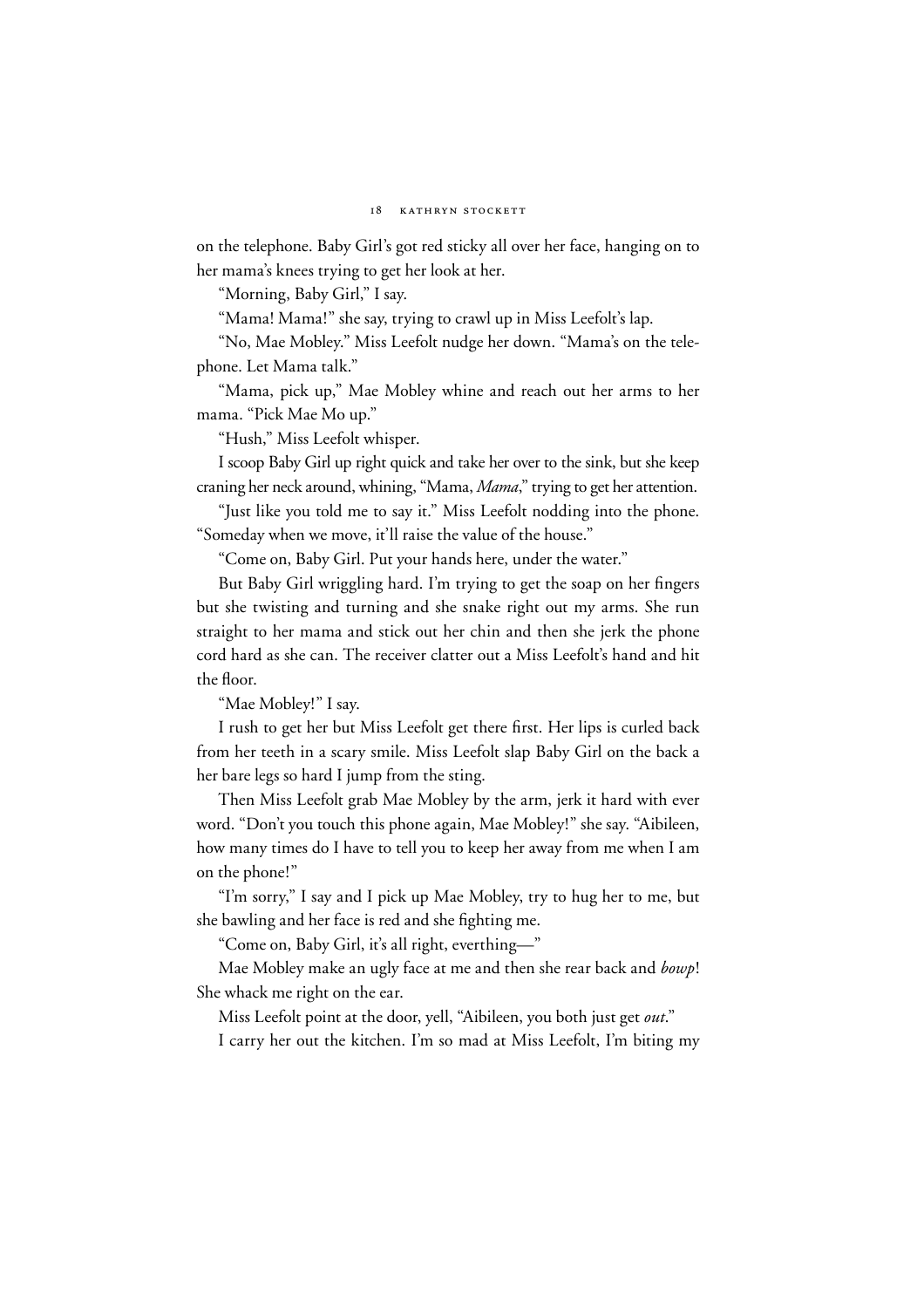on the telephone. Baby Girl's got red sticky all over her face, hanging on to her mama's knees trying to get her look at her.

"Morning, Baby Girl," I say.

"Mama! Mama!" she say, trying to crawl up in Miss Leefolt's lap.

"No, Mae Mobley." Miss Leefolt nudge her down. "Mama's on the telephone. Let Mama talk."

"Mama, pick up," Mae Mobley whine and reach out her arms to her mama. "Pick Mae Mo up."

"Hush," Miss Leefolt whisper.

I scoop Baby Girl up right quick and take her over to the sink, but she keep craning her neck around, whining, "Mama, *Mama*," trying to get her attention.

"Just like you told me to say it." Miss Leefolt nodding into the phone. "Someday when we move, it'll raise the value of the house."

"Come on, Baby Girl. Put your hands here, under the water."

But Baby Girl wriggling hard. I'm trying to get the soap on her fingers but she twisting and turning and she snake right out my arms. She run straight to her mama and stick out her chin and then she jerk the phone cord hard as she can. The receiver clatter out a Miss Leefolt's hand and hit the floor.

"Mae Mobley!" I say.

I rush to get her but Miss Leefolt get there first. Her lips is curled back from her teeth in a scary smile. Miss Leefolt slap Baby Girl on the back a her bare legs so hard I jump from the sting.

Then Miss Leefolt grab Mae Mobley by the arm, jerk it hard with ever word. "Don't you touch this phone again, Mae Mobley!" she say. "Aibileen, how many times do I have to tell you to keep her away from me when I am on the phone!"

"I'm sorry," I say and I pick up Mae Mobley, try to hug her to me, but she bawling and her face is red and she fighting me.

"Come on, Baby Girl, it's all right, everthing—"

Mae Mobley make an ugly face at me and then she rear back and *bowp*! She whack me right on the ear.

Miss Leefolt point at the door, yell, "Aibileen, you both just get *out*."

I carry her out the kitchen. I'm so mad at Miss Leefolt, I'm biting my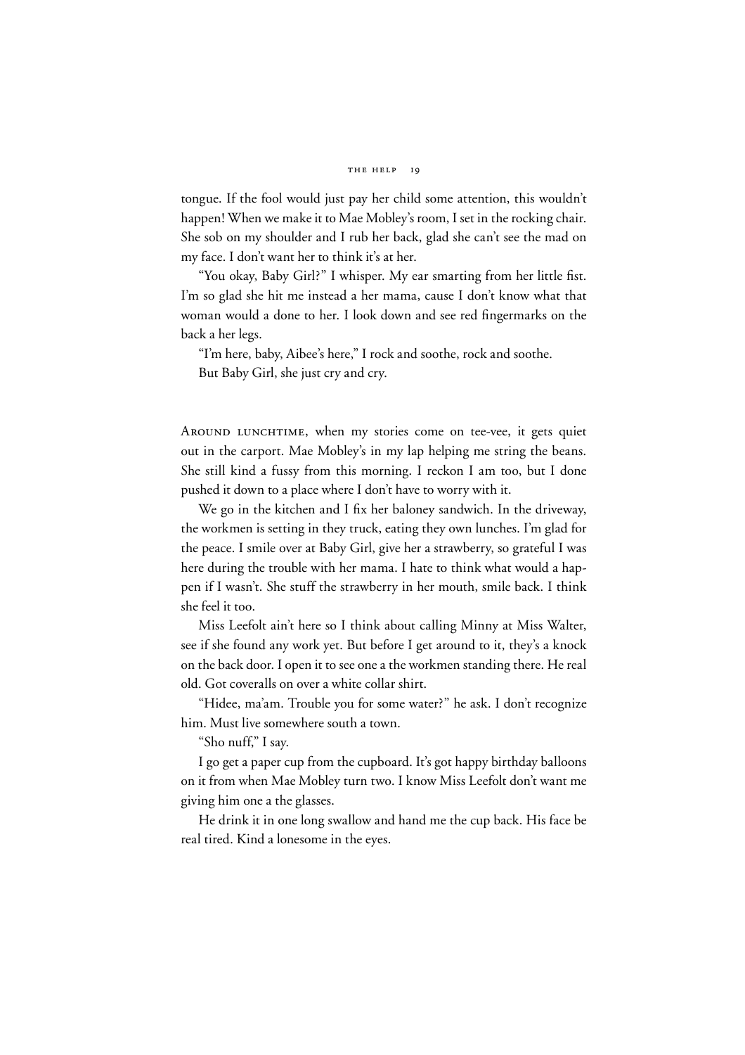tongue. If the fool would just pay her child some attention, this wouldn't happen! When we make it to Mae Mobley's room, I set in the rocking chair. She sob on my shoulder and I rub her back, glad she can't see the mad on my face. I don't want her to think it's at her.

"You okay, Baby Girl?" I whisper. My ear smarting from her little fist. I'm so glad she hit me instead a her mama, cause I don't know what that woman would a done to her. I look down and see red fingermarks on the back a her legs.

"I'm here, baby, Aibee's here," I rock and soothe, rock and soothe.

But Baby Girl, she just cry and cry.

Around lunchtime, when my stories come on tee-vee, it gets quiet out in the carport. Mae Mobley's in my lap helping me string the beans. She still kind a fussy from this morning. I reckon I am too, but I done pushed it down to a place where I don't have to worry with it.

We go in the kitchen and I fix her baloney sandwich. In the driveway, the workmen is setting in they truck, eating they own lunches. I'm glad for the peace. I smile over at Baby Girl, give her a strawberry, so grateful I was here during the trouble with her mama. I hate to think what would a happen if I wasn't. She stuff the strawberry in her mouth, smile back. I think she feel it too.

Miss Leefolt ain't here so I think about calling Minny at Miss Walter, see if she found any work yet. But before I get around to it, they's a knock on the back door. I open it to see one a the workmen standing there. He real old. Got coveralls on over a white collar shirt.

"Hidee, ma'am. Trouble you for some water?" he ask. I don't recognize him. Must live somewhere south a town.

"Sho nuff," I say.

I go get a paper cup from the cupboard. It's got happy birthday balloons on it from when Mae Mobley turn two. I know Miss Leefolt don't want me giving him one a the glasses.

He drink it in one long swallow and hand me the cup back. His face be real tired. Kind a lonesome in the eyes.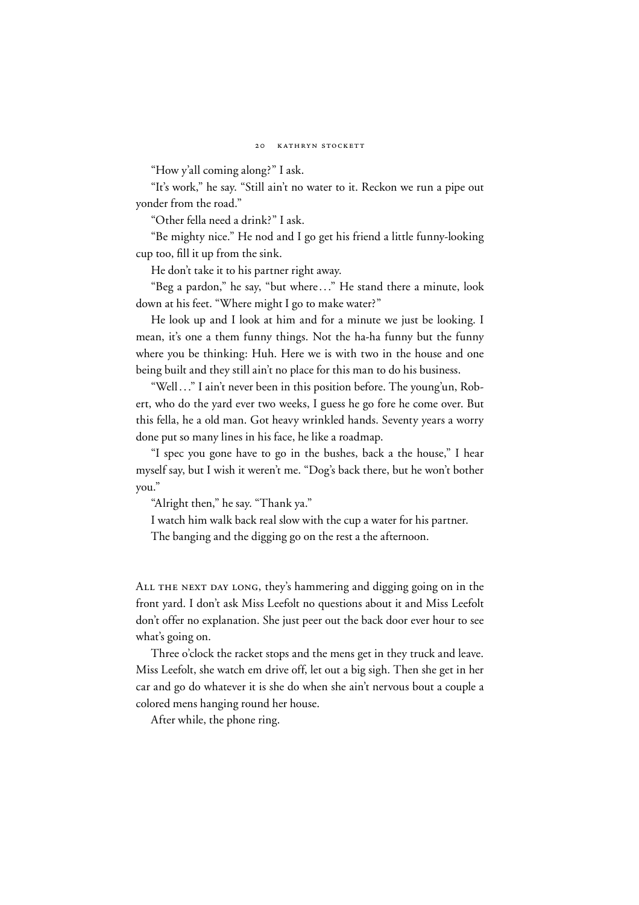"How y'all coming along?" I ask.

"It's work," he say. "Still ain't no water to it. Reckon we run a pipe out yonder from the road."

"Other fella need a drink?" I ask.

"Be mighty nice." He nod and I go get his friend a little funny-looking cup too, fill it up from the sink.

He don't take it to his partner right away.

"Beg a pardon," he say, "but where . . ." He stand there a minute, look down at his feet. "Where might I go to make water?"

He look up and I look at him and for a minute we just be looking. I mean, it's one a them funny things. Not the ha-ha funny but the funny where you be thinking: Huh. Here we is with two in the house and one being built and they still ain't no place for this man to do his business.

"Well . . ." I ain't never been in this position before. The young'un, Robert, who do the yard ever two weeks, I guess he go fore he come over. But this fella, he a old man. Got heavy wrinkled hands. Seventy years a worry done put so many lines in his face, he like a roadmap.

"I spec you gone have to go in the bushes, back a the house," I hear myself say, but I wish it weren't me. "Dog's back there, but he won't bother you."

"Alright then," he say. "Thank ya."

I watch him walk back real slow with the cup a water for his partner.

The banging and the digging go on the rest a the afternoon.

All the next day long, they's hammering and digging going on in the front yard. I don't ask Miss Leefolt no questions about it and Miss Leefolt don't offer no explanation. She just peer out the back door ever hour to see what's going on.

Three o'clock the racket stops and the mens get in they truck and leave. Miss Leefolt, she watch em drive off, let out a big sigh. Then she get in her car and go do whatever it is she do when she ain't nervous bout a couple a colored mens hanging round her house.

After while, the phone ring.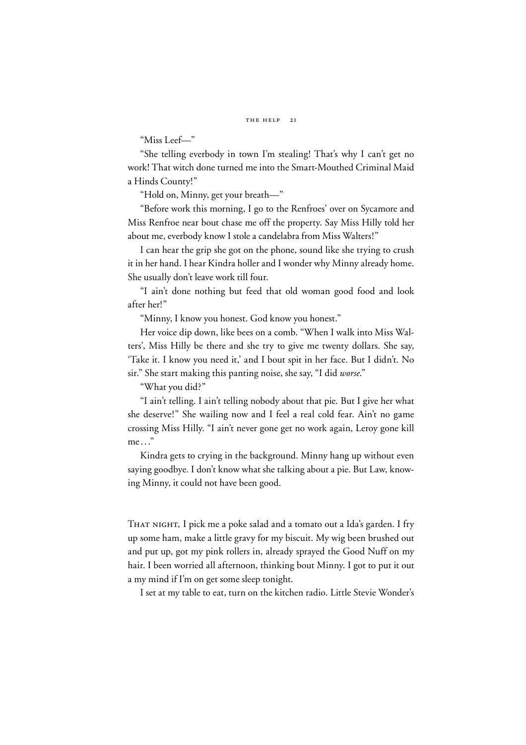"Miss Leef—"

"She telling everbody in town I'm stealing! That's why I can't get no work! That witch done turned me into the Smart-Mouthed Criminal Maid a Hinds County!"

"Hold on, Minny, get your breath—"

"Before work this morning, I go to the Renfroes' over on Sycamore and Miss Renfroe near bout chase me off the property. Say Miss Hilly told her about me, everbody know I stole a candelabra from Miss Walters!"

I can hear the grip she got on the phone, sound like she trying to crush it in her hand. I hear Kindra holler and I wonder why Minny already home. She usually don't leave work till four.

"I ain't done nothing but feed that old woman good food and look after her!"

"Minny, I know you honest. God know you honest."

Her voice dip down, like bees on a comb. "When I walk into Miss Walters', Miss Hilly be there and she try to give me twenty dollars. She say, 'Take it. I know you need it,' and I bout spit in her face. But I didn't. No sir." She start making this panting noise, she say, "I did *worse*."

"What you did?"

"I ain't telling. I ain't telling nobody about that pie. But I give her what she deserve!" She wailing now and I feel a real cold fear. Ain't no game crossing Miss Hilly. "I ain't never gone get no work again, Leroy gone kill me..."

Kindra gets to crying in the background. Minny hang up without even saying goodbye. I don't know what she talking about a pie. But Law, knowing Minny, it could not have been good.

THAT NIGHT, I pick me a poke salad and a tomato out a Ida's garden. I fry up some ham, make a little gravy for my biscuit. My wig been brushed out and put up, got my pink rollers in, already sprayed the Good Nuff on my hair. I been worried all afternoon, thinking bout Minny. I got to put it out a my mind if I'm on get some sleep tonight.

I set at my table to eat, turn on the kitchen radio. Little Stevie Wonder's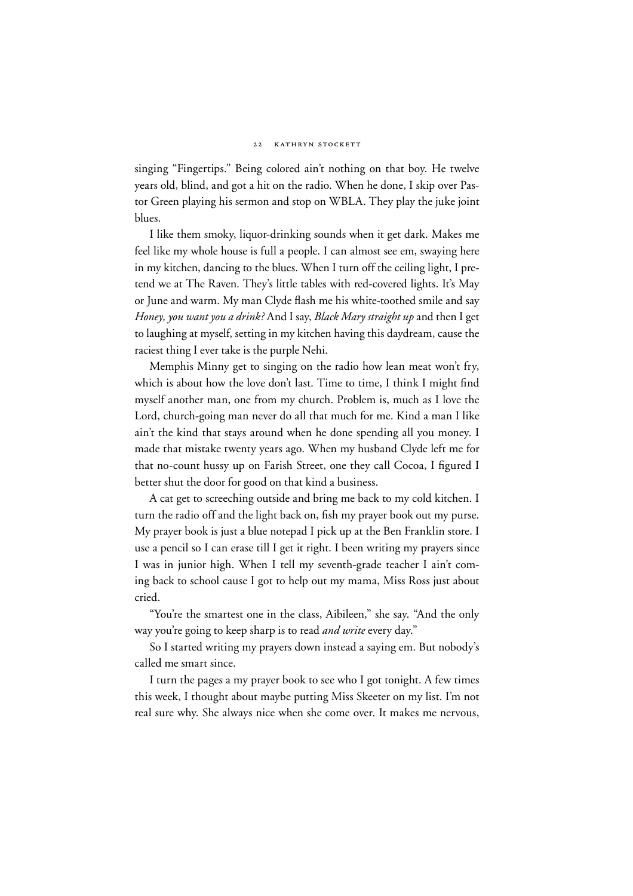singing "Fingertips." Being colored ain't nothing on that boy. He twelve years old, blind, and got a hit on the radio. When he done, I skip over Pastor Green playing his sermon and stop on WBLA. They play the juke joint blues.

I like them smoky, liquor-drinking sounds when it get dark. Makes me feel like my whole house is full a people. I can almost see em, swaying here in my kitchen, dancing to the blues. When I turn off the ceiling light, I pretend we at The Raven. They's little tables with red-covered lights. It's May or June and warm. My man Clyde flash me his white-toothed smile and say *Honey, you want you a drink?* And I say, *Black Mary straight up* and then I get to laughing at myself, setting in my kitchen having this daydream, cause the raciest thing I ever take is the purple Nehi.

Memphis Minny get to singing on the radio how lean meat won't fry, which is about how the love don't last. Time to time, I think I might find myself another man, one from my church. Problem is, much as I love the Lord, church-going man never do all that much for me. Kind a man I like ain't the kind that stays around when he done spending all you money. I made that mistake twenty years ago. When my husband Clyde left me for that no-count hussy up on Farish Street, one they call Cocoa, I figured I better shut the door for good on that kind a business.

A cat get to screeching outside and bring me back to my cold kitchen. I turn the radio off and the light back on, fish my prayer book out my purse. My prayer book is just a blue notepad I pick up at the Ben Franklin store. I use a pencil so I can erase till I get it right. I been writing my prayers since I was in junior high. When I tell my seventh-grade teacher I ain't coming back to school cause I got to help out my mama, Miss Ross just about cried.

"You're the smartest one in the class, Aibileen," she say. "And the only way you're going to keep sharp is to read *and write* every day."

So I started writing my prayers down instead a saying em. But nobody's called me smart since.

I turn the pages a my prayer book to see who I got tonight. A few times this week, I thought about maybe putting Miss Skeeter on my list. I'm not real sure why. She always nice when she come over. It makes me nervous,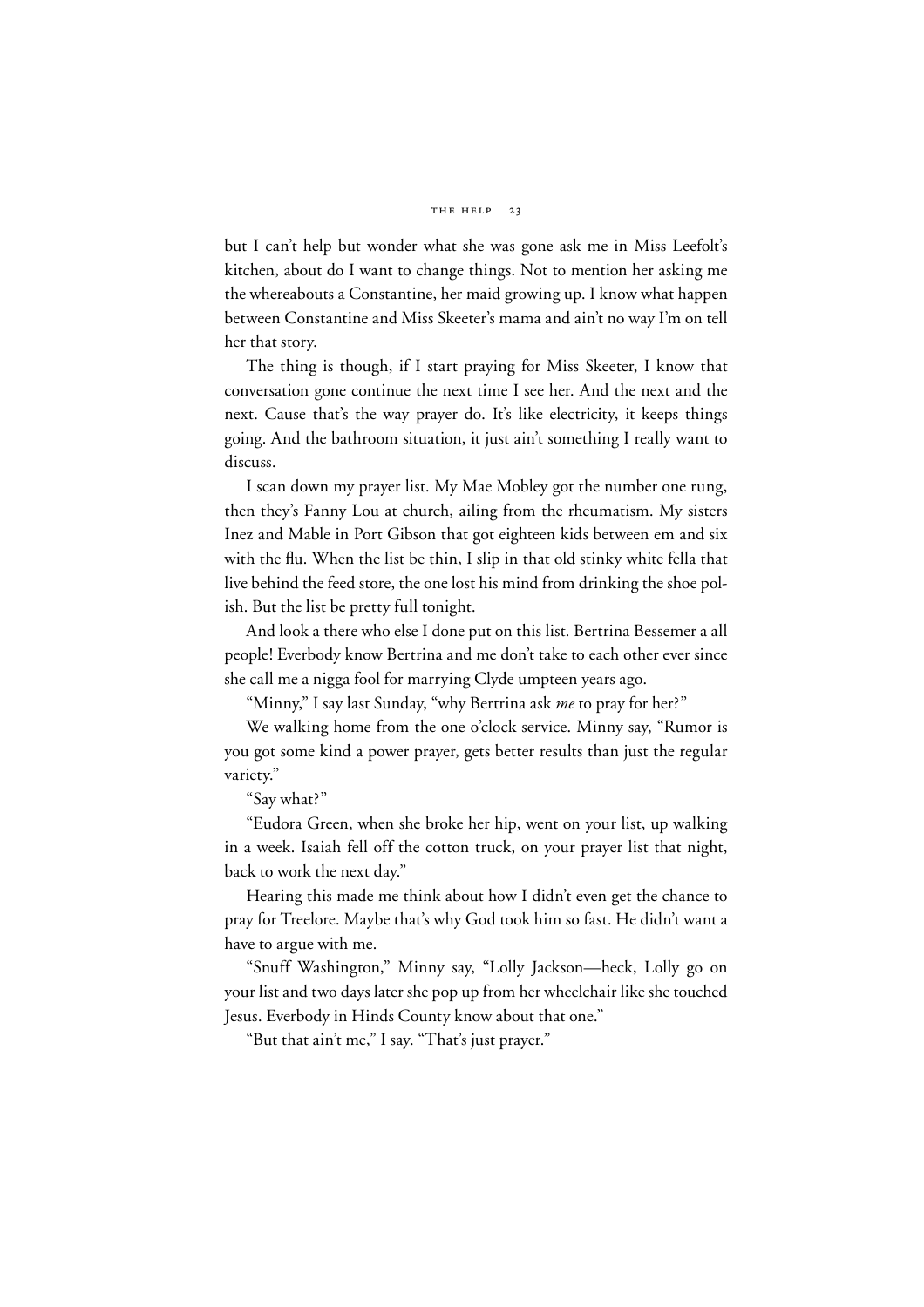but I can't help but wonder what she was gone ask me in Miss Leefolt's kitchen, about do I want to change things. Not to mention her asking me the whereabouts a Constantine, her maid growing up. I know what happen between Constantine and Miss Skeeter's mama and ain't no way I'm on tell her that story.

The thing is though, if I start praying for Miss Skeeter, I know that conversation gone continue the next time I see her. And the next and the next. Cause that's the way prayer do. It's like electricity, it keeps things going. And the bathroom situation, it just ain't something I really want to discuss.

I scan down my prayer list. My Mae Mobley got the number one rung, then they's Fanny Lou at church, ailing from the rheumatism. My sisters Inez and Mable in Port Gibson that got eighteen kids between em and six with the flu. When the list be thin, I slip in that old stinky white fella that live behind the feed store, the one lost his mind from drinking the shoe polish. But the list be pretty full tonight.

And look a there who else I done put on this list. Bertrina Bessemer a all people! Everbody know Bertrina and me don't take to each other ever since she call me a nigga fool for marrying Clyde umpteen years ago.

"Minny," I say last Sunday, "why Bertrina ask *me* to pray for her?"

We walking home from the one o'clock service. Minny say, "Rumor is you got some kind a power prayer, gets better results than just the regular variety."

"Say what?"

"Eudora Green, when she broke her hip, went on your list, up walking in a week. Isaiah fell off the cotton truck, on your prayer list that night, back to work the next day."

Hearing this made me think about how I didn't even get the chance to pray for Treelore. Maybe that's why God took him so fast. He didn't want a have to argue with me.

"Snuff Washington," Minny say, "Lolly Jackson—heck, Lolly go on your list and two days later she pop up from her wheelchair like she touched Jesus. Everbody in Hinds County know about that one."

"But that ain't me," I say. "That's just prayer."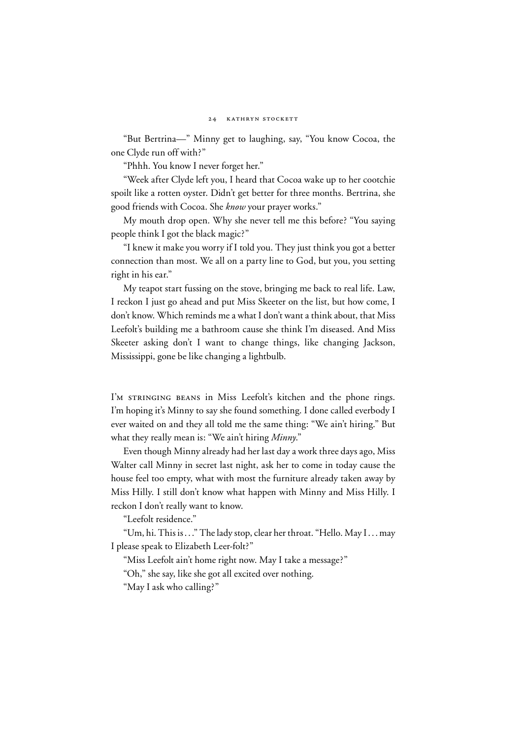"But Bertrina—" Minny get to laughing, say, "You know Cocoa, the one Clyde run off with?"

"Phhh. You know I never forget her."

"Week after Clyde left you, I heard that Cocoa wake up to her cootchie spoilt like a rotten oyster. Didn't get better for three months. Bertrina, she good friends with Cocoa. She *know* your prayer works."

My mouth drop open. Why she never tell me this before? "You saying people think I got the black magic?"

"I knew it make you worry if I told you. They just think you got a better connection than most. We all on a party line to God, but you, you setting right in his ear."

My teapot start fussing on the stove, bringing me back to real life. Law, I reckon I just go ahead and put Miss Skeeter on the list, but how come, I don't know. Which reminds me a what I don't want a think about, that Miss Leefolt's building me a bathroom cause she think I'm diseased. And Miss Skeeter asking don't I want to change things, like changing Jackson, Mississippi, gone be like changing a lightbulb.

I'm stringing beans in Miss Leefolt's kitchen and the phone rings. I'm hoping it's Minny to say she found something. I done called everbody I ever waited on and they all told me the same thing: "We ain't hiring." But what they really mean is: "We ain't hiring *Minny*."

Even though Minny already had her last day a work three days ago, Miss Walter call Minny in secret last night, ask her to come in today cause the house feel too empty, what with most the furniture already taken away by Miss Hilly. I still don't know what happen with Minny and Miss Hilly. I reckon I don't really want to know.

"Leefolt residence."

"Um, hi. This is . . ." The lady stop, clear her throat. "Hello. May I . . . may I please speak to Elizabeth Leer-folt?"

"Miss Leefolt ain't home right now. May I take a message?"

"Oh," she say, like she got all excited over nothing.

"May I ask who calling?"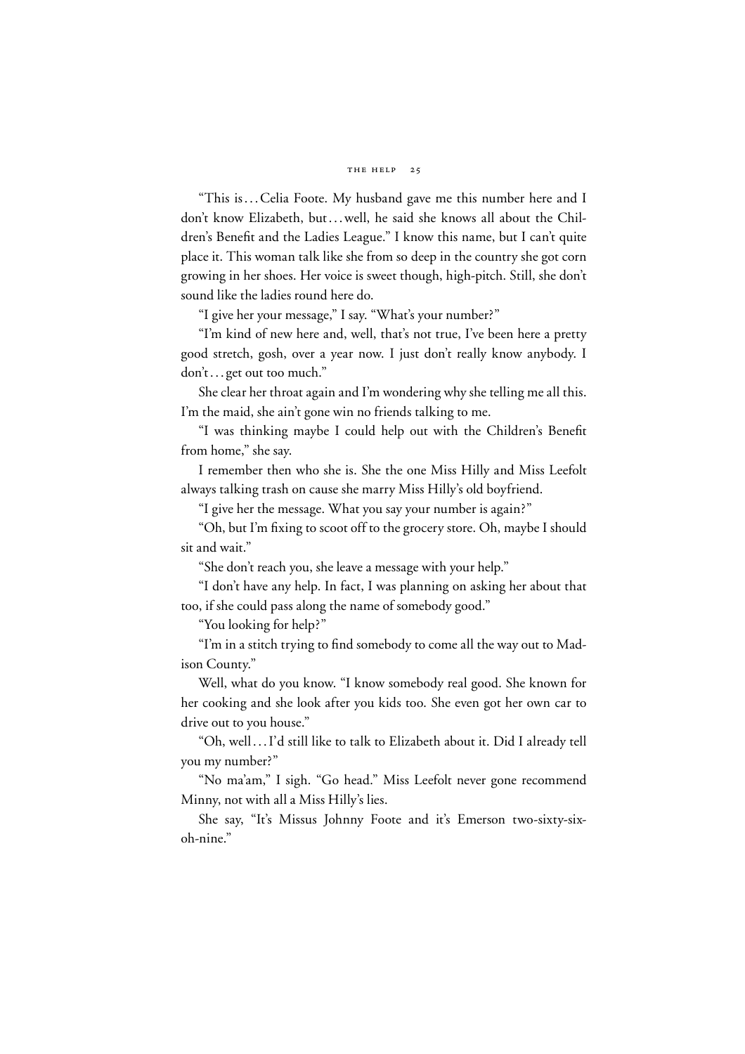"This is . . . Celia Foote. My husband gave me this number here and I don't know Elizabeth, but . . . well, he said she knows all about the Children's Benefit and the Ladies League." I know this name, but I can't quite place it. This woman talk like she from so deep in the country she got corn growing in her shoes. Her voice is sweet though, high-pitch. Still, she don't sound like the ladies round here do.

"I give her your message," I say. "What's your number?"

"I'm kind of new here and, well, that's not true, I've been here a pretty good stretch, gosh, over a year now. I just don't really know anybody. I don't . . . get out too much."

She clear her throat again and I'm wondering why she telling me all this. I'm the maid, she ain't gone win no friends talking to me.

"I was thinking maybe I could help out with the Children's Benefit from home," she say.

I remember then who she is. She the one Miss Hilly and Miss Leefolt always talking trash on cause she marry Miss Hilly's old boyfriend.

"I give her the message. What you say your number is again?"

"Oh, but I'm fixing to scoot off to the grocery store. Oh, maybe I should sit and wait."

"She don't reach you, she leave a message with your help."

"I don't have any help. In fact, I was planning on asking her about that too, if she could pass along the name of somebody good."

"You looking for help?"

"I'm in a stitch trying to find somebody to come all the way out to Madison County."

Well, what do you know. "I know somebody real good. She known for her cooking and she look after you kids too. She even got her own car to drive out to you house."

"Oh, well . . . I'd still like to talk to Elizabeth about it. Did I already tell you my number?"

"No ma'am," I sigh. "Go head." Miss Leefolt never gone recommend Minny, not with all a Miss Hilly's lies.

She say, "It's Missus Johnny Foote and it's Emerson two-sixty-six-oh-nine."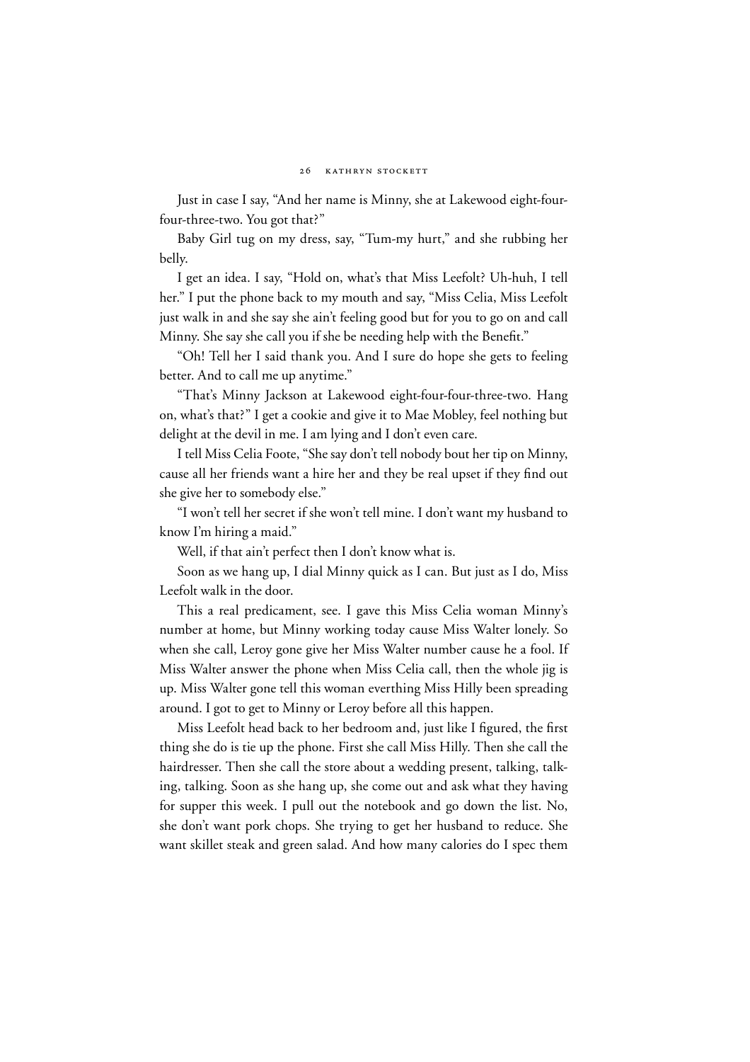Just in case I say, "And her name is Minny, she at Lakewood eight-four-four-three-two. You got that?"

Baby Girl tug on my dress, say, "Tum-my hurt," and she rubbing her belly.

I get an idea. I say, "Hold on, what's that Miss Leefolt? Uh-huh, I tell her." I put the phone back to my mouth and say, "Miss Celia, Miss Leefolt just walk in and she say she ain't feeling good but for you to go on and call Minny. She say she call you if she be needing help with the Benefit."

"Oh! Tell her I said thank you. And I sure do hope she gets to feeling better. And to call me up anytime."

"That's Minny Jackson at Lakewood eight-four-four-three-two. Hang on, what's that?" I get a cookie and give it to Mae Mobley, feel nothing but delight at the devil in me. I am lying and I don't even care.

I tell Miss Celia Foote, "She say don't tell nobody bout her tip on Minny, cause all her friends want a hire her and they be real upset if they find out she give her to somebody else."

"I won't tell her secret if she won't tell mine. I don't want my husband to know I'm hiring a maid."

Well, if that ain't perfect then I don't know what is.

Soon as we hang up, I dial Minny quick as I can. But just as I do, Miss Leefolt walk in the door.

This a real predicament, see. I gave this Miss Celia woman Minny's number at home, but Minny working today cause Miss Walter lonely. So when she call, Leroy gone give her Miss Walter number cause he a fool. If Miss Walter answer the phone when Miss Celia call, then the whole jig is up. Miss Walter gone tell this woman everthing Miss Hilly been spreading around. I got to get to Minny or Leroy before all this happen.

Miss Leefolt head back to her bedroom and, just like I figured, the first thing she do is tie up the phone. First she call Miss Hilly. Then she call the hairdresser. Then she call the store about a wedding present, talking, talking, talking. Soon as she hang up, she come out and ask what they having for supper this week. I pull out the notebook and go down the list. No, she don't want pork chops. She trying to get her husband to reduce. She want skillet steak and green salad. And how many calories do I spec them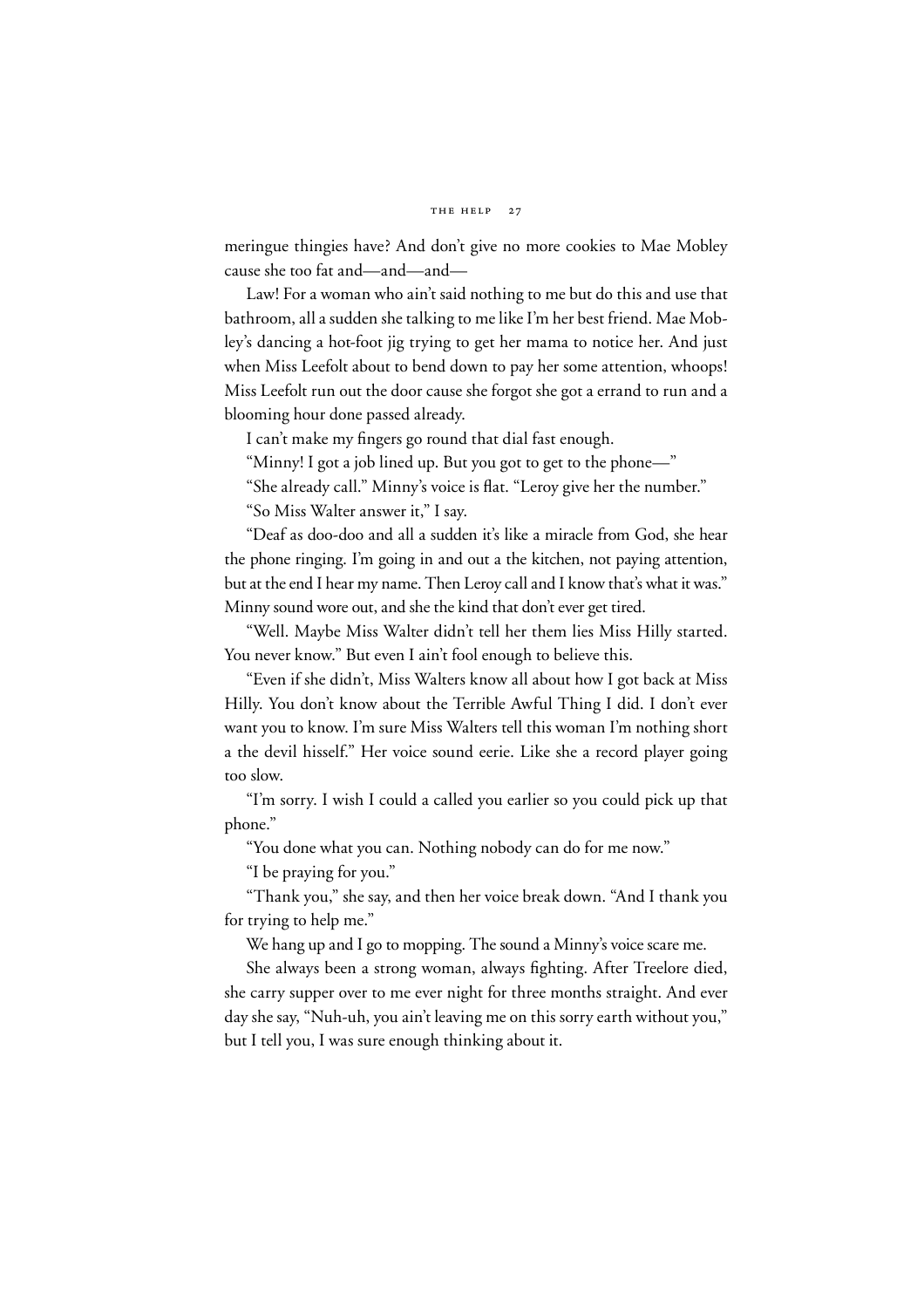meringue thingies have? And don't give no more cookies to Mae Mobley cause she too fat and—and—and—

Law! For a woman who ain't said nothing to me but do this and use that bathroom, all a sudden she talking to me like I'm her best friend. Mae Mobley's dancing a hot-foot jig trying to get her mama to notice her. And just when Miss Leefolt about to bend down to pay her some attention, whoops! Miss Leefolt run out the door cause she forgot she got a errand to run and a blooming hour done passed already.

I can't make my fingers go round that dial fast enough.

"Minny! I got a job lined up. But you got to get to the phone—"

"She already call." Minny's voice is flat. "Leroy give her the number."

"So Miss Walter answer it," I say.

"Deaf as doo-doo and all a sudden it's like a miracle from God, she hear the phone ringing. I'm going in and out a the kitchen, not paying attention, but at the end I hear my name. Then Leroy call and I know that's what it was." Minny sound wore out, and she the kind that don't ever get tired.

"Well. Maybe Miss Walter didn't tell her them lies Miss Hilly started. You never know." But even I ain't fool enough to believe this.

"Even if she didn't, Miss Walters know all about how I got back at Miss Hilly. You don't know about the Terrible Awful Thing I did. I don't ever want you to know. I'm sure Miss Walters tell this woman I'm nothing short a the devil hisself." Her voice sound eerie. Like she a record player going too slow.

"I'm sorry. I wish I could a called you earlier so you could pick up that phone."

"You done what you can. Nothing nobody can do for me now."

"I be praying for you."

"Thank you," she say, and then her voice break down. "And I thank you for trying to help me."

We hang up and I go to mopping. The sound a Minny's voice scare me.

She always been a strong woman, always fighting. After Treelore died, she carry supper over to me ever night for three months straight. And ever day she say, "Nuh-uh, you ain't leaving me on this sorry earth without you," but I tell you, I was sure enough thinking about it.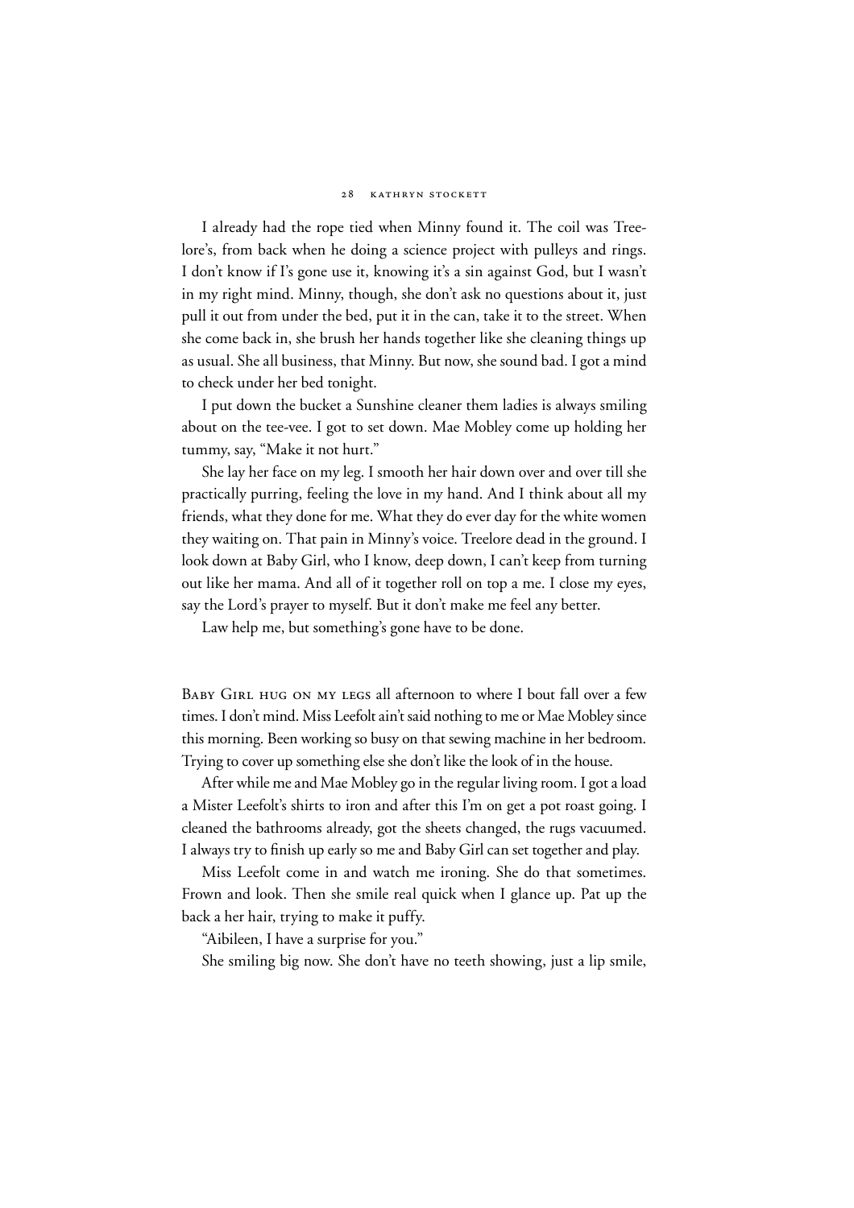I already had the rope tied when Minny found it. The coil was Treelore's, from back when he doing a science project with pulleys and rings. I don't know if I's gone use it, knowing it's a sin against God, but I wasn't in my right mind. Minny, though, she don't ask no questions about it, just pull it out from under the bed, put it in the can, take it to the street. When she come back in, she brush her hands together like she cleaning things up as usual. She all business, that Minny. But now, she sound bad. I got a mind to check under her bed tonight.

I put down the bucket a Sunshine cleaner them ladies is always smiling about on the tee-vee. I got to set down. Mae Mobley come up holding her tummy, say, "Make it not hurt."

She lay her face on my leg. I smooth her hair down over and over till she practically purring, feeling the love in my hand. And I think about all my friends, what they done for me. What they do ever day for the white women they waiting on. That pain in Minny's voice. Treelore dead in the ground. I look down at Baby Girl, who I know, deep down, I can't keep from turning out like her mama. And all of it together roll on top a me. I close my eyes, say the Lord's prayer to myself. But it don't make me feel any better.

Law help me, but something's gone have to be done.

Baby Girl hug on my legs all afternoon to where I bout fall over a few times. I don't mind. Miss Leefolt ain't said nothing to me or Mae Mobley since this morning. Been working so busy on that sewing machine in her bedroom. Trying to cover up something else she don't like the look of in the house.

After while me and Mae Mobley go in the regular living room. I got a load a Mister Leefolt's shirts to iron and after this I'm on get a pot roast going. I cleaned the bathrooms already, got the sheets changed, the rugs vacuumed. I always try to finish up early so me and Baby Girl can set together and play.

Miss Leefolt come in and watch me ironing. She do that sometimes. Frown and look. Then she smile real quick when I glance up. Pat up the back a her hair, trying to make it puffy.

"Aibileen, I have a surprise for you."

She smiling big now. She don't have no teeth showing, just a lip smile,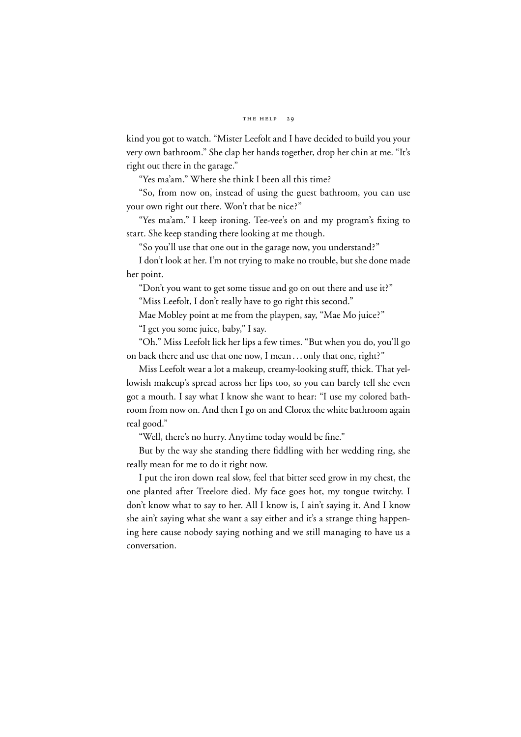kind you got to watch. "Mister Leefolt and I have decided to build you your very own bathroom." She clap her hands together, drop her chin at me. "It's right out there in the garage."

"Yes ma'am." Where she think I been all this time?

"So, from now on, instead of using the guest bathroom, you can use your own right out there. Won't that be nice?"

"Yes ma'am." I keep ironing. Tee-vee's on and my program's fixing to start. She keep standing there looking at me though.

"So you'll use that one out in the garage now, you understand?"

I don't look at her. I'm not trying to make no trouble, but she done made her point.

"Don't you want to get some tissue and go on out there and use it?"

"Miss Leefolt, I don't really have to go right this second."

Mae Mobley point at me from the playpen, say, "Mae Mo juice?"

"I get you some juice, baby," I say.

"Oh." Miss Leefolt lick her lips a few times. "But when you do, you'll go on back there and use that one now, I mean . . . only that one, right?"

Miss Leefolt wear a lot a makeup, creamy-looking stuff, thick. That yellowish makeup's spread across her lips too, so you can barely tell she even got a mouth. I say what I know she want to hear: "I use my colored bathroom from now on. And then I go on and Clorox the white bathroom again real good."

"Well, there's no hurry. Anytime today would be fine."

But by the way she standing there fiddling with her wedding ring, she really mean for me to do it right now.

I put the iron down real slow, feel that bitter seed grow in my chest, the one planted after Treelore died. My face goes hot, my tongue twitchy. I don't know what to say to her. All I know is, I ain't saying it. And I know she ain't saying what she want a say either and it's a strange thing happening here cause nobody saying nothing and we still managing to have us a conversation.